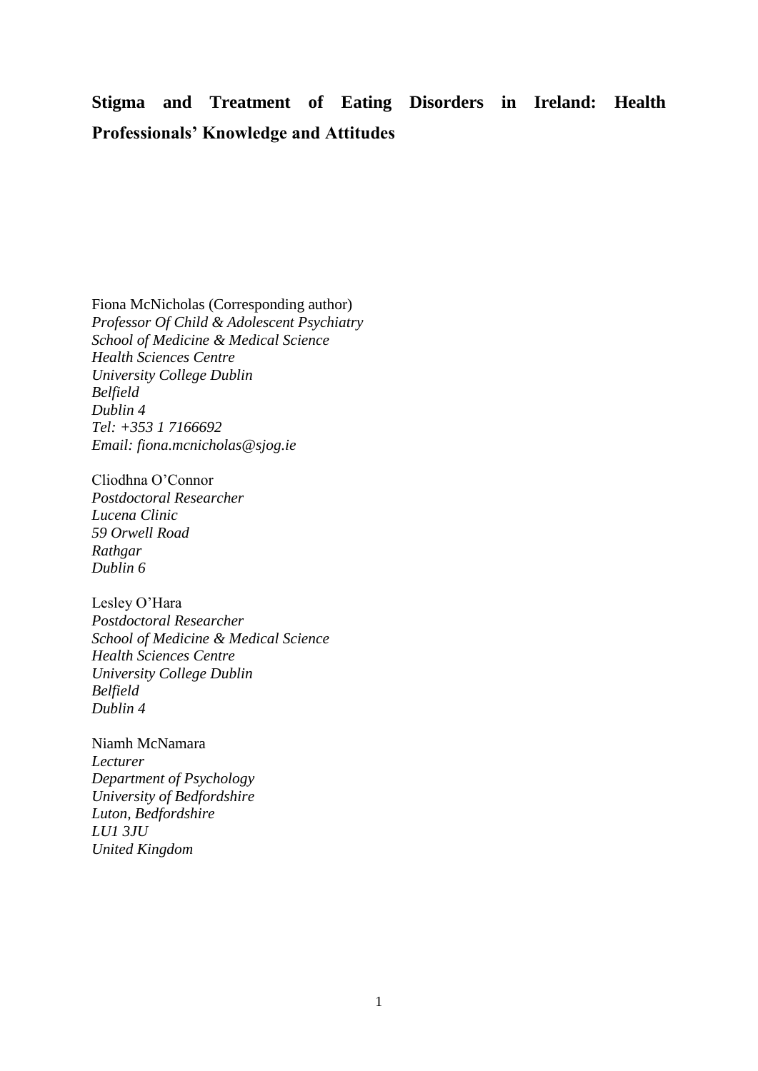# Stigma and Treatment of Eating Disorders in Ireland: Health Professionals' Knowledge and Attitudes

Fiona McNicholas (Corresponding author)
*Professor Of Child & Adolescent Psychiatry*
*School of Medicine & Medical Science*
*Health Sciences Centre*
*University College Dublin*
*Belfield*
*Dublin 4*
*Tel: +353 1 7166692*
*Email: fiona.mcnicholas@sjog.ie*

Cliodhna O'Connor
*Postdoctoral Researcher*
*Lucena Clinic*
*59 Orwell Road*
*Rathgar*
*Dublin 6*

Lesley O'Hara
*Postdoctoral Researcher*
*School of Medicine & Medical Science*
*Health Sciences Centre*
*University College Dublin*
*Belfield*
*Dublin 4*

Niamh McNamara
*Lecturer*
*Department of Psychology*
*University of Bedfordshire*
*Luton, Bedfordshire*
*LU1 3JU*
*United Kingdom*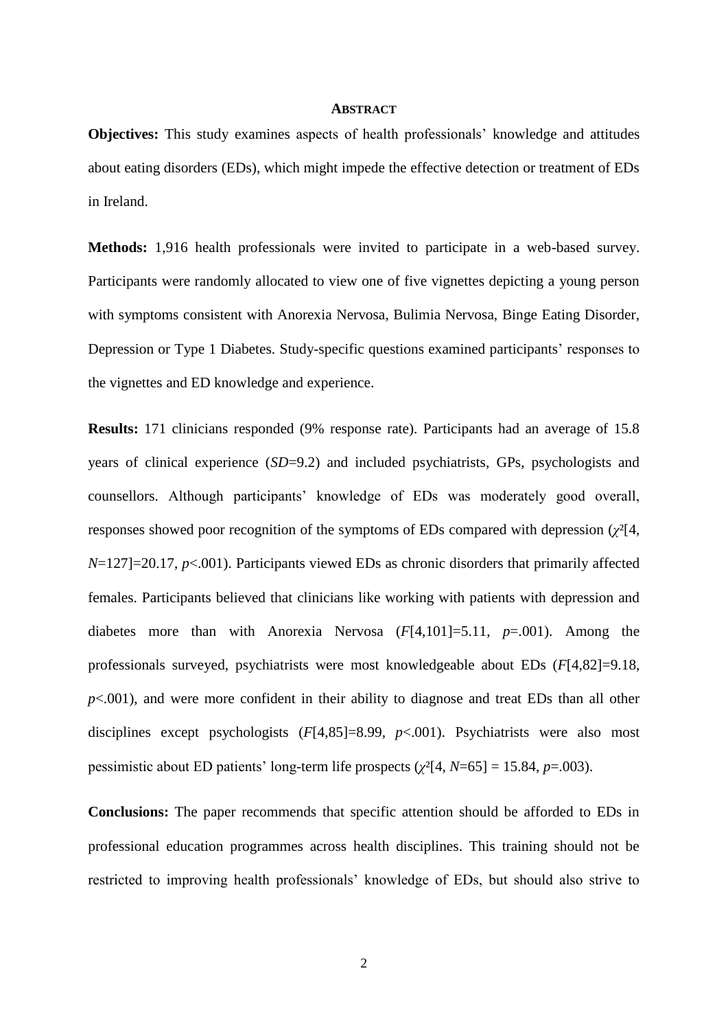## ABSTRACT

**Objectives:** This study examines aspects of health professionals' knowledge and attitudes about eating disorders (EDs), which might impede the effective detection or treatment of EDs in Ireland.

**Methods:** 1,916 health professionals were invited to participate in a web-based survey. Participants were randomly allocated to view one of five vignettes depicting a young person with symptoms consistent with Anorexia Nervosa, Bulimia Nervosa, Binge Eating Disorder, Depression or Type 1 Diabetes. Study-specific questions examined participants' responses to the vignettes and ED knowledge and experience.

**Results:** 171 clinicians responded (9% response rate). Participants had an average of 15.8 years of clinical experience (*SD*=9.2) and included psychiatrists, GPs, psychologists and counsellors. Although participants' knowledge of EDs was moderately good overall, responses showed poor recognition of the symptoms of EDs compared with depression ($\chi^2[4, N=127]=20.17$, $p<.001$). Participants viewed EDs as chronic disorders that primarily affected females. Participants believed that clinicians like working with patients with depression and diabetes more than with Anorexia Nervosa ($F[4,101]=5.11$, $p=.001$). Among the professionals surveyed, psychiatrists were most knowledgeable about EDs ($F[4,82]=9.18$, $p<.001$), and were more confident in their ability to diagnose and treat EDs than all other disciplines except psychologists ($F[4,85]=8.99$, $p<.001$). Psychiatrists were also most pessimistic about ED patients' long-term life prospects ($\chi^2[4, N=65] = 15.84$, $p=.003$).

**Conclusions:** The paper recommends that specific attention should be afforded to EDs in professional education programmes across health disciplines. This training should not be restricted to improving health professionals' knowledge of EDs, but should also strive to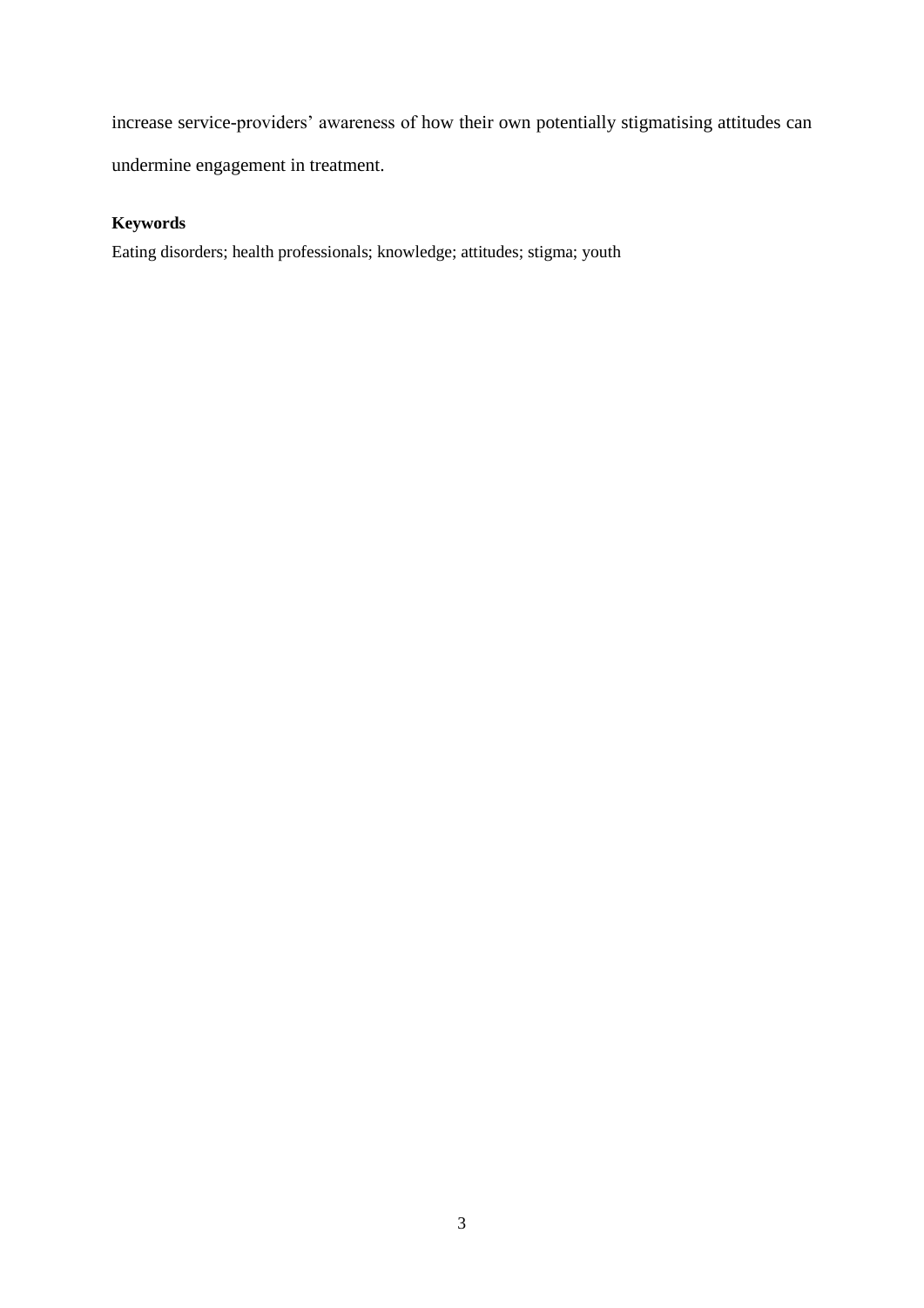increase service-providers' awareness of how their own potentially stigmatising attitudes can undermine engagement in treatment.

**Keywords**

Eating disorders; health professionals; knowledge; attitudes; stigma; youth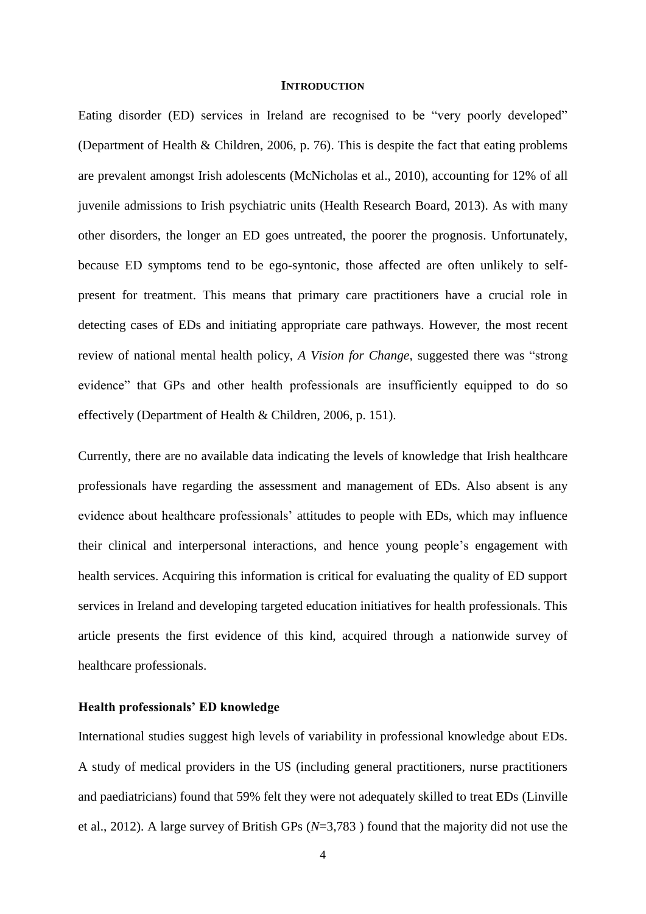## INTRODUCTION

Eating disorder (ED) services in Ireland are recognised to be "very poorly developed" (Department of Health & Children, 2006, p. 76). This is despite the fact that eating problems are prevalent amongst Irish adolescents (McNicholas et al., 2010), accounting for 12% of all juvenile admissions to Irish psychiatric units (Health Research Board, 2013). As with many other disorders, the longer an ED goes untreated, the poorer the prognosis. Unfortunately, because ED symptoms tend to be ego-syntonic, those affected are often unlikely to self-present for treatment. This means that primary care practitioners have a crucial role in detecting cases of EDs and initiating appropriate care pathways. However, the most recent review of national mental health policy, *A Vision for Change*, suggested there was "strong evidence" that GPs and other health professionals are insufficiently equipped to do so effectively (Department of Health & Children, 2006, p. 151).

Currently, there are no available data indicating the levels of knowledge that Irish healthcare professionals have regarding the assessment and management of EDs. Also absent is any evidence about healthcare professionals' attitudes to people with EDs, which may influence their clinical and interpersonal interactions, and hence young people's engagement with health services. Acquiring this information is critical for evaluating the quality of ED support services in Ireland and developing targeted education initiatives for health professionals. This article presents the first evidence of this kind, acquired through a nationwide survey of healthcare professionals.

### Health professionals' ED knowledge

International studies suggest high levels of variability in professional knowledge about EDs. A study of medical providers in the US (including general practitioners, nurse practitioners and paediatricians) found that 59% felt they were not adequately skilled to treat EDs (Linville et al., 2012). A large survey of British GPs ($N$=3,783 ) found that the majority did not use the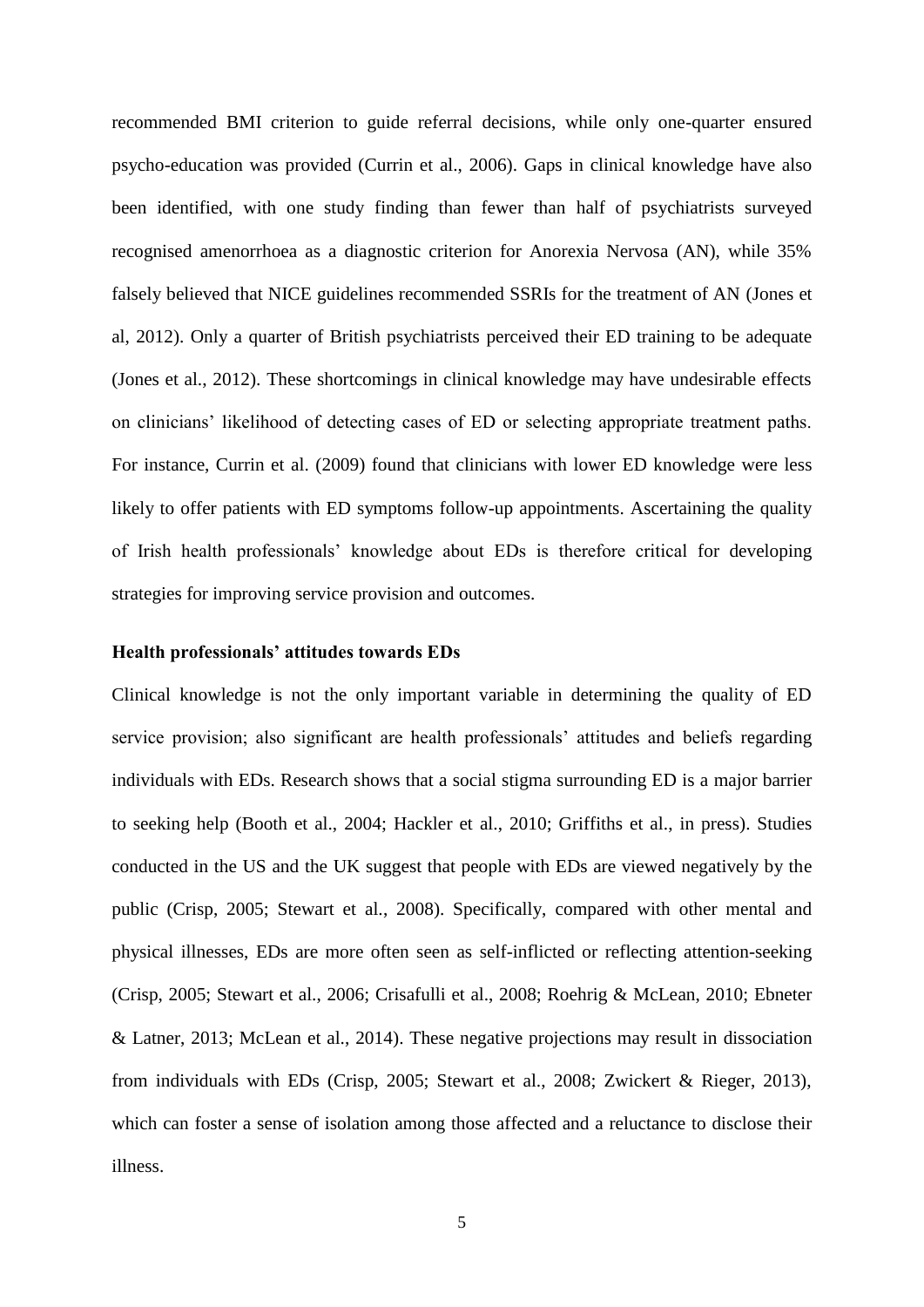recommended BMI criterion to guide referral decisions, while only one-quarter ensured psycho-education was provided (Currin et al., 2006). Gaps in clinical knowledge have also been identified, with one study finding than fewer than half of psychiatrists surveyed recognised amenorrhoea as a diagnostic criterion for Anorexia Nervosa (AN), while 35% falsely believed that NICE guidelines recommended SSRIs for the treatment of AN (Jones et al, 2012). Only a quarter of British psychiatrists perceived their ED training to be adequate (Jones et al., 2012). These shortcomings in clinical knowledge may have undesirable effects on clinicians' likelihood of detecting cases of ED or selecting appropriate treatment paths. For instance, Currin et al. (2009) found that clinicians with lower ED knowledge were less likely to offer patients with ED symptoms follow-up appointments. Ascertaining the quality of Irish health professionals' knowledge about EDs is therefore critical for developing strategies for improving service provision and outcomes.

### Health professionals' attitudes towards EDs

Clinical knowledge is not the only important variable in determining the quality of ED service provision; also significant are health professionals' attitudes and beliefs regarding individuals with EDs. Research shows that a social stigma surrounding ED is a major barrier to seeking help (Booth et al., 2004; Hackler et al., 2010; Griffiths et al., in press). Studies conducted in the US and the UK suggest that people with EDs are viewed negatively by the public (Crisp, 2005; Stewart et al., 2008). Specifically, compared with other mental and physical illnesses, EDs are more often seen as self-inflicted or reflecting attention-seeking (Crisp, 2005; Stewart et al., 2006; Crisafulli et al., 2008; Roehrig & McLean, 2010; Ebneter & Latner, 2013; McLean et al., 2014). These negative projections may result in dissociation from individuals with EDs (Crisp, 2005; Stewart et al., 2008; Zwickert & Rieger, 2013), which can foster a sense of isolation among those affected and a reluctance to disclose their illness.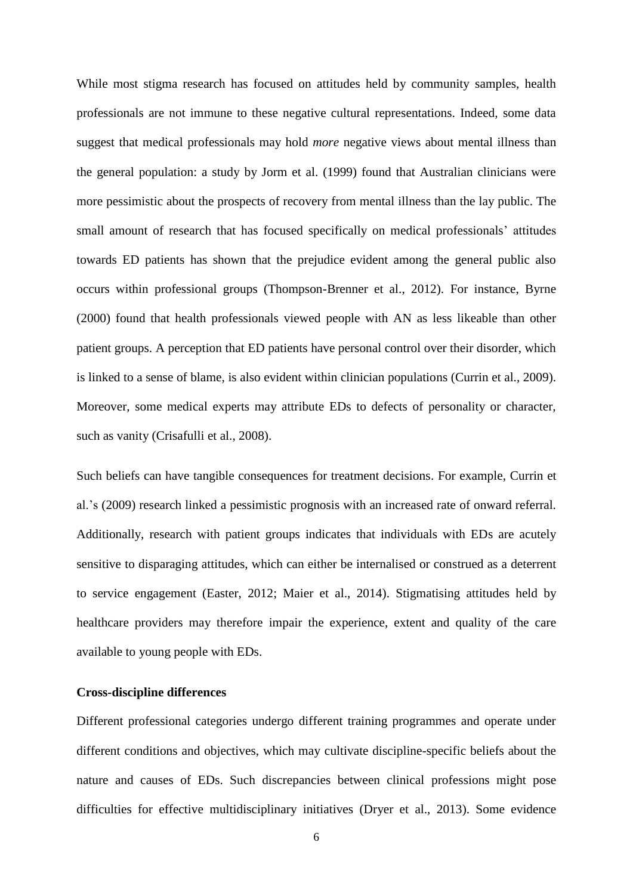While most stigma research has focused on attitudes held by community samples, health professionals are not immune to these negative cultural representations. Indeed, some data suggest that medical professionals may hold *more* negative views about mental illness than the general population: a study by Jorm et al. (1999) found that Australian clinicians were more pessimistic about the prospects of recovery from mental illness than the lay public. The small amount of research that has focused specifically on medical professionals' attitudes towards ED patients has shown that the prejudice evident among the general public also occurs within professional groups (Thompson-Brenner et al., 2012). For instance, Byrne (2000) found that health professionals viewed people with AN as less likeable than other patient groups. A perception that ED patients have personal control over their disorder, which is linked to a sense of blame, is also evident within clinician populations (Currin et al., 2009). Moreover, some medical experts may attribute EDs to defects of personality or character, such as vanity (Crisafulli et al., 2008).

Such beliefs can have tangible consequences for treatment decisions. For example, Currin et al.'s (2009) research linked a pessimistic prognosis with an increased rate of onward referral. Additionally, research with patient groups indicates that individuals with EDs are acutely sensitive to disparaging attitudes, which can either be internalised or construed as a deterrent to service engagement (Easter, 2012; Maier et al., 2014). Stigmatising attitudes held by healthcare providers may therefore impair the experience, extent and quality of the care available to young people with EDs.

**Cross-discipline differences**

Different professional categories undergo different training programmes and operate under different conditions and objectives, which may cultivate discipline-specific beliefs about the nature and causes of EDs. Such discrepancies between clinical professions might pose difficulties for effective multidisciplinary initiatives (Dryer et al., 2013). Some evidence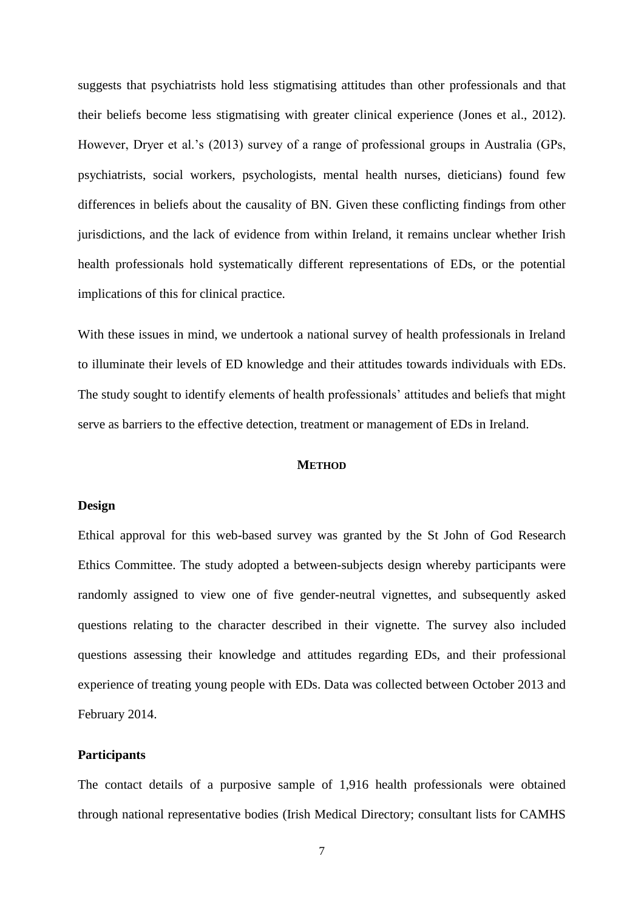suggests that psychiatrists hold less stigmatising attitudes than other professionals and that their beliefs become less stigmatising with greater clinical experience (Jones et al., 2012). However, Dryer et al.'s (2013) survey of a range of professional groups in Australia (GPs, psychiatrists, social workers, psychologists, mental health nurses, dieticians) found few differences in beliefs about the causality of BN. Given these conflicting findings from other jurisdictions, and the lack of evidence from within Ireland, it remains unclear whether Irish health professionals hold systematically different representations of EDs, or the potential implications of this for clinical practice.

With these issues in mind, we undertook a national survey of health professionals in Ireland to illuminate their levels of ED knowledge and their attitudes towards individuals with EDs. The study sought to identify elements of health professionals' attitudes and beliefs that might serve as barriers to the effective detection, treatment or management of EDs in Ireland.

## METHOD

### Design

Ethical approval for this web-based survey was granted by the St John of God Research Ethics Committee. The study adopted a between-subjects design whereby participants were randomly assigned to view one of five gender-neutral vignettes, and subsequently asked questions relating to the character described in their vignette. The survey also included questions assessing their knowledge and attitudes regarding EDs, and their professional experience of treating young people with EDs. Data was collected between October 2013 and February 2014.

### Participants

The contact details of a purposive sample of 1,916 health professionals were obtained through national representative bodies (Irish Medical Directory; consultant lists for CAMHS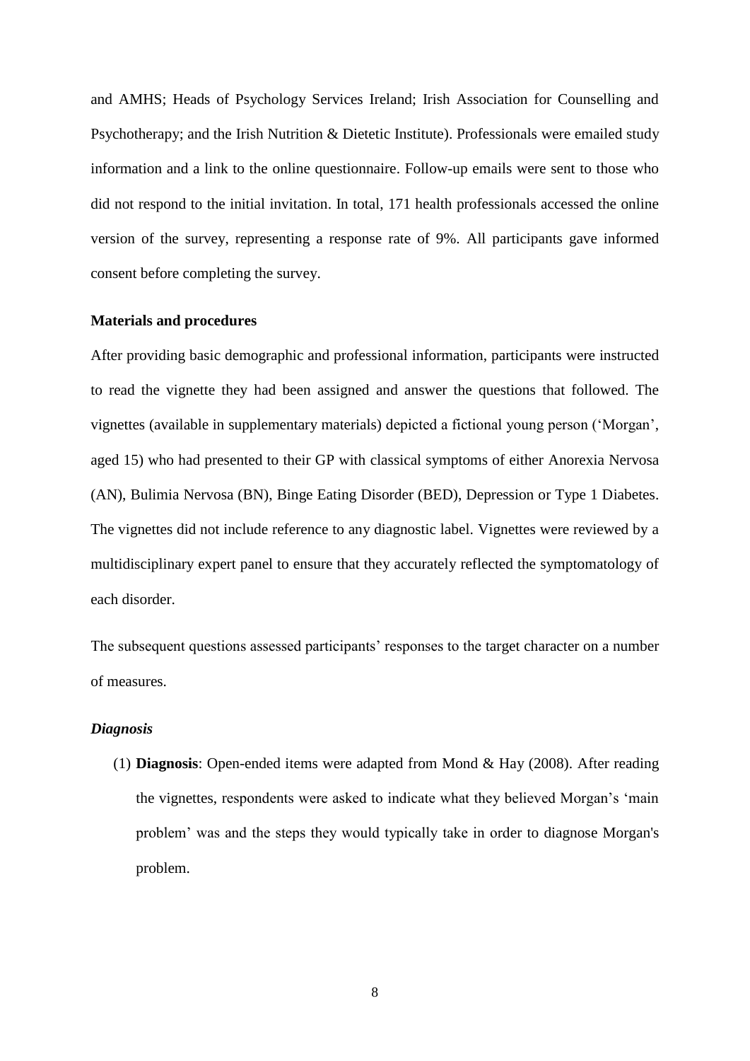and AMHS; Heads of Psychology Services Ireland; Irish Association for Counselling and Psychotherapy; and the Irish Nutrition & Dietetic Institute). Professionals were emailed study information and a link to the online questionnaire. Follow-up emails were sent to those who did not respond to the initial invitation. In total, 171 health professionals accessed the online version of the survey, representing a response rate of 9%. All participants gave informed consent before completing the survey.

### Materials and procedures

After providing basic demographic and professional information, participants were instructed to read the vignette they had been assigned and answer the questions that followed. The vignettes (available in supplementary materials) depicted a fictional young person ('Morgan', aged 15) who had presented to their GP with classical symptoms of either Anorexia Nervosa (AN), Bulimia Nervosa (BN), Binge Eating Disorder (BED), Depression or Type 1 Diabetes. The vignettes did not include reference to any diagnostic label. Vignettes were reviewed by a multidisciplinary expert panel to ensure that they accurately reflected the symptomatology of each disorder.

The subsequent questions assessed participants' responses to the target character on a number of measures.

#### *Diagnosis*

(1) **Diagnosis**: Open-ended items were adapted from Mond & Hay (2008). After reading the vignettes, respondents were asked to indicate what they believed Morgan's 'main problem' was and the steps they would typically take in order to diagnose Morgan's problem.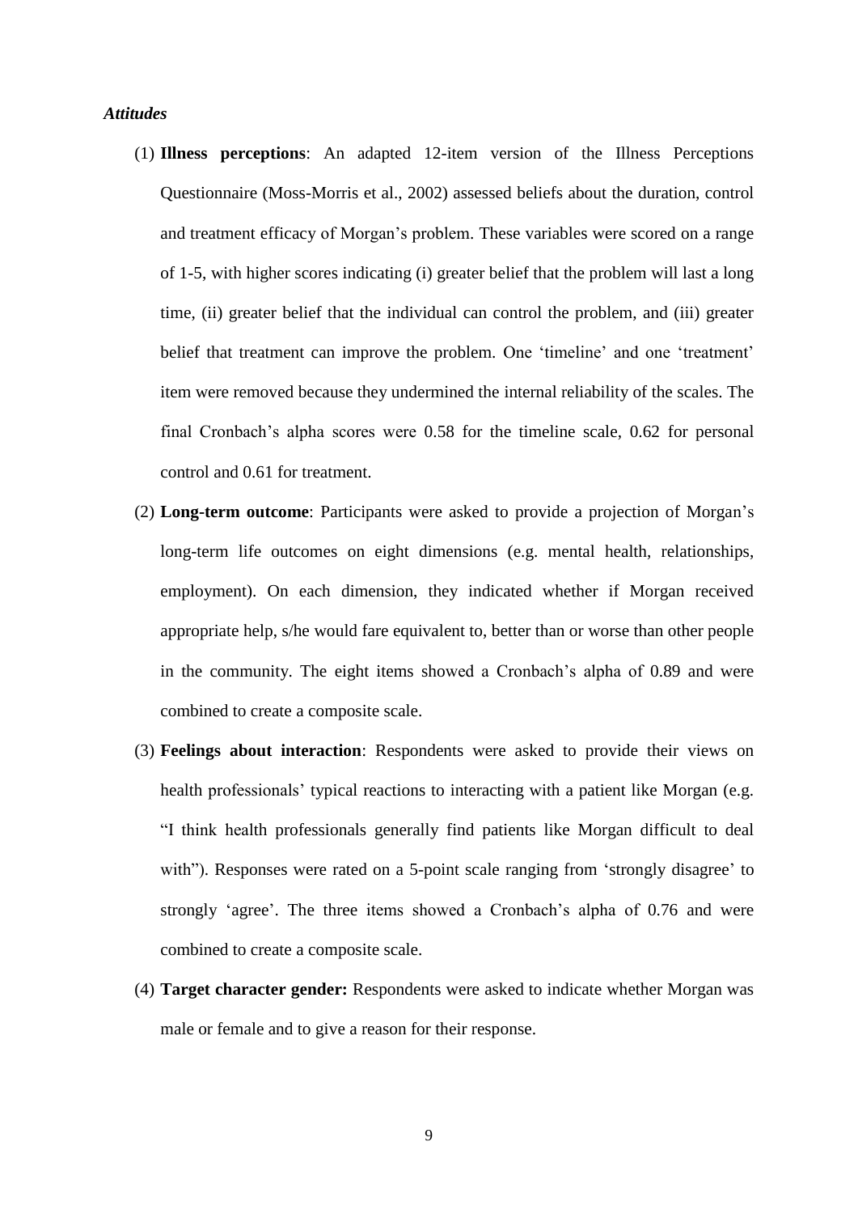***Attitudes***

(1) **Illness perceptions**: An adapted 12-item version of the Illness Perceptions Questionnaire (Moss-Morris et al., 2002) assessed beliefs about the duration, control and treatment efficacy of Morgan's problem. These variables were scored on a range of 1-5, with higher scores indicating (i) greater belief that the problem will last a long time, (ii) greater belief that the individual can control the problem, and (iii) greater belief that treatment can improve the problem. One 'timeline' and one 'treatment' item were removed because they undermined the internal reliability of the scales. The final Cronbach's alpha scores were 0.58 for the timeline scale, 0.62 for personal control and 0.61 for treatment.

(2) **Long-term outcome**: Participants were asked to provide a projection of Morgan's long-term life outcomes on eight dimensions (e.g. mental health, relationships, employment). On each dimension, they indicated whether if Morgan received appropriate help, s/he would fare equivalent to, better than or worse than other people in the community. The eight items showed a Cronbach's alpha of 0.89 and were combined to create a composite scale.

(3) **Feelings about interaction**: Respondents were asked to provide their views on health professionals' typical reactions to interacting with a patient like Morgan (e.g. "I think health professionals generally find patients like Morgan difficult to deal with"). Responses were rated on a 5-point scale ranging from 'strongly disagree' to strongly 'agree'. The three items showed a Cronbach's alpha of 0.76 and were combined to create a composite scale.

(4) **Target character gender:** Respondents were asked to indicate whether Morgan was male or female and to give a reason for their response.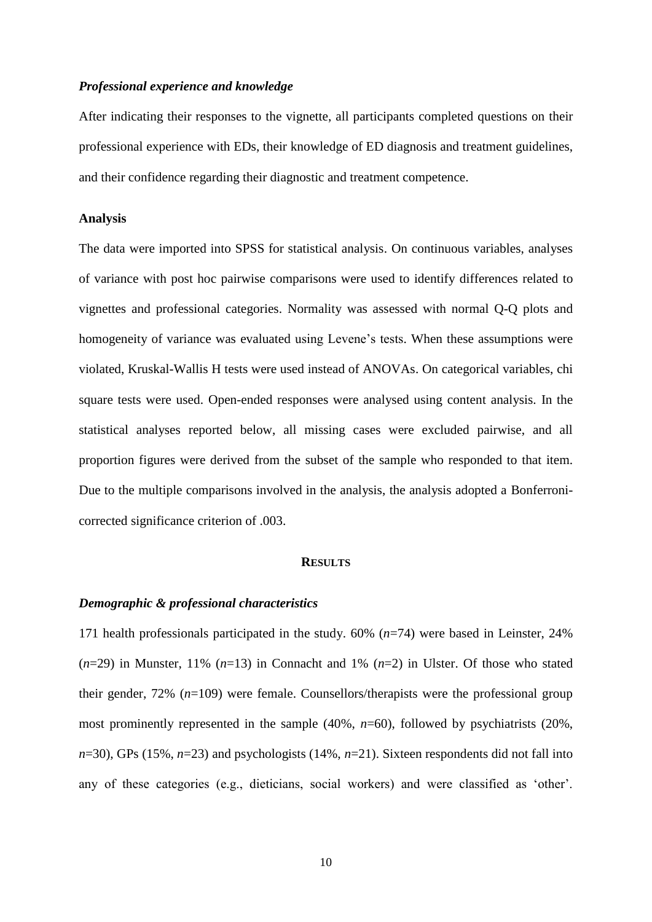### *Professional experience and knowledge*

After indicating their responses to the vignette, all participants completed questions on their professional experience with EDs, their knowledge of ED diagnosis and treatment guidelines, and their confidence regarding their diagnostic and treatment competence.

### Analysis

The data were imported into SPSS for statistical analysis. On continuous variables, analyses of variance with post hoc pairwise comparisons were used to identify differences related to vignettes and professional categories. Normality was assessed with normal Q-Q plots and homogeneity of variance was evaluated using Levene's tests. When these assumptions were violated, Kruskal-Wallis H tests were used instead of ANOVAs. On categorical variables, chi square tests were used. Open-ended responses were analysed using content analysis. In the statistical analyses reported below, all missing cases were excluded pairwise, and all proportion figures were derived from the subset of the sample who responded to that item. Due to the multiple comparisons involved in the analysis, the analysis adopted a Bonferroni-corrected significance criterion of .003.

## RESULTS

### *Demographic & professional characteristics*

171 health professionals participated in the study. 60% ($n$=74) were based in Leinster, 24% ($n$=29) in Munster, 11% ($n$=13) in Connacht and 1% ($n$=2) in Ulster. Of those who stated their gender, 72% ($n$=109) were female. Counsellors/therapists were the professional group most prominently represented in the sample (40%, $n$=60), followed by psychiatrists (20%, $n$=30), GPs (15%, $n$=23) and psychologists (14%, $n$=21). Sixteen respondents did not fall into any of these categories (e.g., dieticians, social workers) and were classified as 'other'.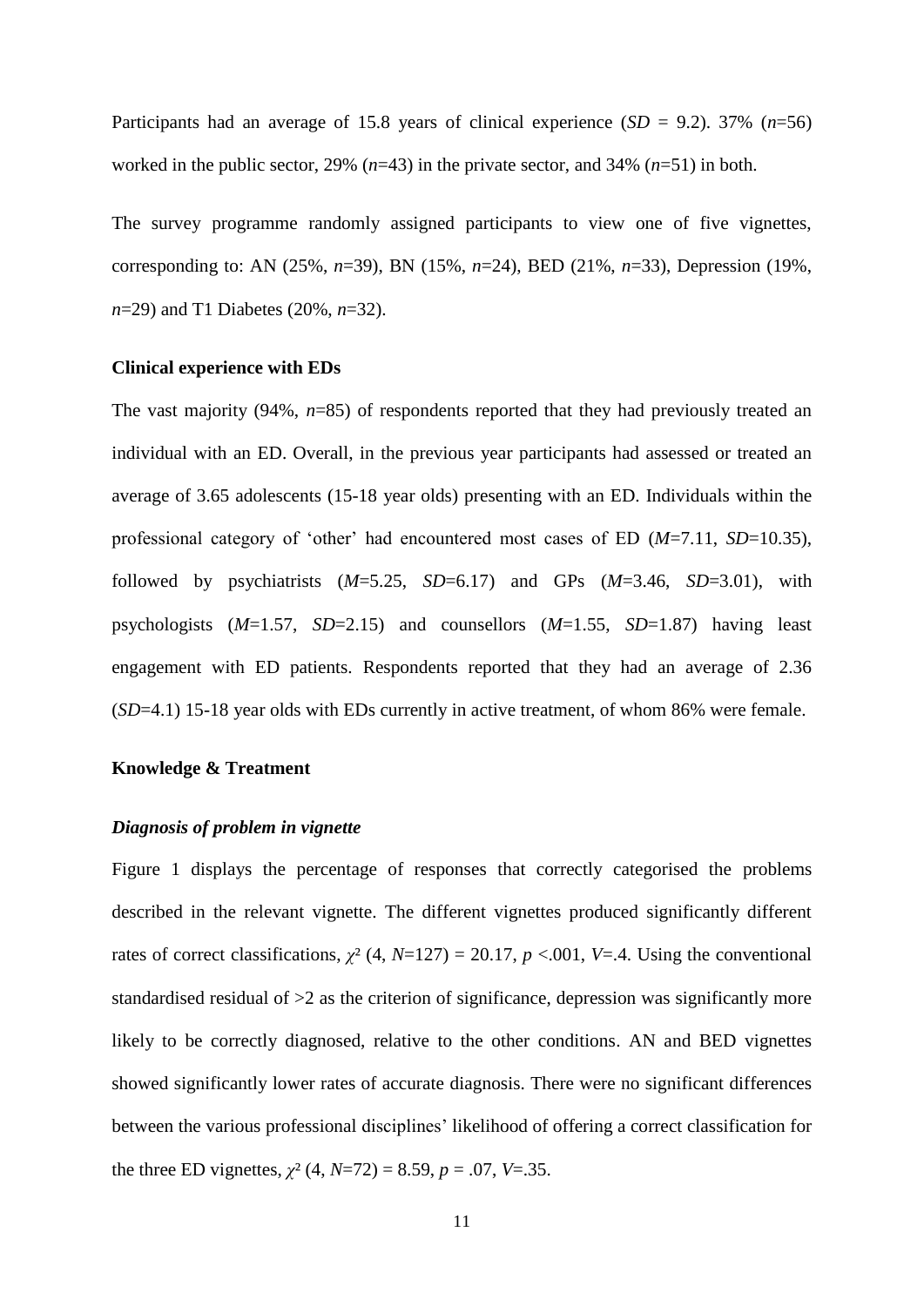Participants had an average of 15.8 years of clinical experience ($SD$ = 9.2). 37% ($n$=56) worked in the public sector, 29% ($n$=43) in the private sector, and 34% ($n$=51) in both.

The survey programme randomly assigned participants to view one of five vignettes, corresponding to: AN (25%, $n$=39), BN (15%, $n$=24), BED (21%, $n$=33), Depression (19%, $n$=29) and T1 Diabetes (20%, $n$=32).

**Clinical experience with EDs**

The vast majority (94%, $n$=85) of respondents reported that they had previously treated an individual with an ED. Overall, in the previous year participants had assessed or treated an average of 3.65 adolescents (15-18 year olds) presenting with an ED. Individuals within the professional category of 'other' had encountered most cases of ED ($M$=7.11, $SD$=10.35), followed by psychiatrists ($M$=5.25, $SD$=6.17) and GPs ($M$=3.46, $SD$=3.01), with psychologists ($M$=1.57, $SD$=2.15) and counsellors ($M$=1.55, $SD$=1.87) having least engagement with ED patients. Respondents reported that they had an average of 2.36 ($SD$=4.1) 15-18 year olds with EDs currently in active treatment, of whom 86% were female.

**Knowledge & Treatment**

***Diagnosis of problem in vignette***

Figure 1 displays the percentage of responses that correctly categorised the problems described in the relevant vignette. The different vignettes produced significantly different rates of correct classifications, $\chi^2$ (4, $N$=127) = 20.17, $p$ <.001, $V$=.4. Using the conventional standardised residual of >2 as the criterion of significance, depression was significantly more likely to be correctly diagnosed, relative to the other conditions. AN and BED vignettes showed significantly lower rates of accurate diagnosis. There were no significant differences between the various professional disciplines' likelihood of offering a correct classification for the three ED vignettes, $\chi^2$ (4, $N$=72) = 8.59, $p$ = .07, $V$=.35.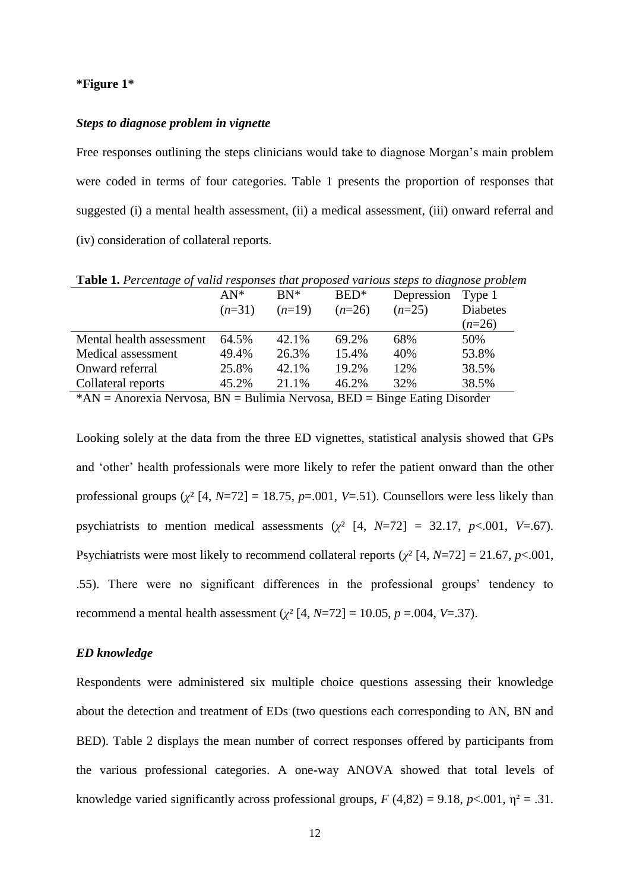**\*Figure 1\***

### *Steps to diagnose problem in vignette*

Free responses outlining the steps clinicians would take to diagnose Morgan's main problem were coded in terms of four categories. Table 1 presents the proportion of responses that suggested (i) a mental health assessment, (ii) a medical assessment, (iii) onward referral and (iv) consideration of collateral reports.

**Table 1.** *Percentage of valid responses that proposed various steps to diagnose problem*

| | AN\* ($n$=31) | BN\* ($n$=19) | BED\* ($n$=26) | Depression ($n$=25) | Type 1 Diabetes ($n$=26) |
|---|---|---|---|---|---|
| Mental health assessment | 64.5% | 42.1% | 69.2% | 68% | 50% |
| Medical assessment | 49.4% | 26.3% | 15.4% | 40% | 53.8% |
| Onward referral | 25.8% | 42.1% | 19.2% | 12% | 38.5% |
| Collateral reports | 45.2% | 21.1% | 46.2% | 32% | 38.5% |

\*AN = Anorexia Nervosa, BN = Bulimia Nervosa, BED = Binge Eating Disorder

Looking solely at the data from the three ED vignettes, statistical analysis showed that GPs and 'other' health professionals were more likely to refer the patient onward than the other professional groups ($\chi^2$ [4, $N$=72] = 18.75, $p$=.001, $V$=.51). Counsellors were less likely than psychiatrists to mention medical assessments ($\chi^2$ [4, $N$=72] = 32.17, $p$<.001, $V$=.67). Psychiatrists were most likely to recommend collateral reports ($\chi^2$ [4, $N$=72] = 21.67, $p$<.001, .55). There were no significant differences in the professional groups' tendency to recommend a mental health assessment ($\chi^2$ [4, $N$=72] = 10.05, $p$ =.004, $V$=.37).

### *ED knowledge*

Respondents were administered six multiple choice questions assessing their knowledge about the detection and treatment of EDs (two questions each corresponding to AN, BN and BED). Table 2 displays the mean number of correct responses offered by participants from the various professional categories. A one-way ANOVA showed that total levels of knowledge varied significantly across professional groups, $F$ (4,82) = 9.18, $p$<.001, $\eta^2$ = .31.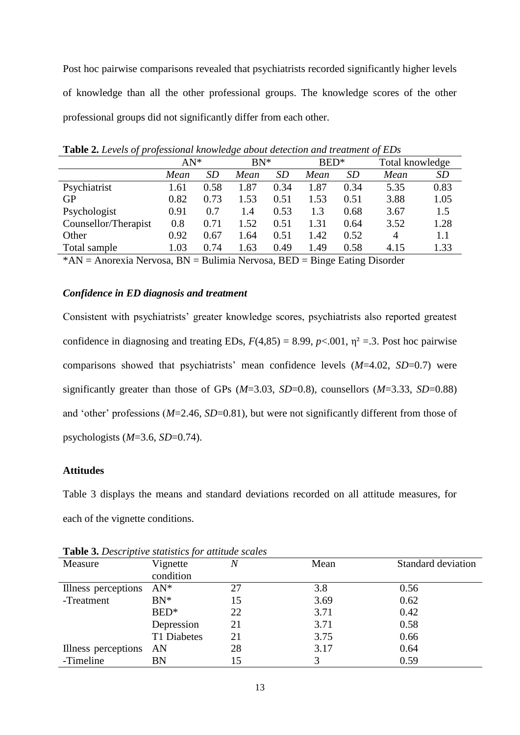Post hoc pairwise comparisons revealed that psychiatrists recorded significantly higher levels of knowledge than all the other professional groups. The knowledge scores of the other professional groups did not significantly differ from each other.

**Table 2.** *Levels of professional knowledge about detection and treatment of EDs*

| | AN* | | BN* | | BED* | | Total knowledge | |
|---|---|---|---|---|---|---|---|---|
| | *Mean* | *SD* | *Mean* | *SD* | *Mean* | *SD* | *Mean* | *SD* |
| Psychiatrist | 1.61 | 0.58 | 1.87 | 0.34 | 1.87 | 0.34 | 5.35 | 0.83 |
| GP | 0.82 | 0.73 | 1.53 | 0.51 | 1.53 | 0.51 | 3.88 | 1.05 |
| Psychologist | 0.91 | 0.7 | 1.4 | 0.53 | 1.3 | 0.68 | 3.67 | 1.5 |
| Counsellor/Therapist | 0.8 | 0.71 | 1.52 | 0.51 | 1.31 | 0.64 | 3.52 | 1.28 |
| Other | 0.92 | 0.67 | 1.64 | 0.51 | 1.42 | 0.52 | 4 | 1.1 |
| Total sample | 1.03 | 0.74 | 1.63 | 0.49 | 1.49 | 0.58 | 4.15 | 1.33 |

*AN = Anorexia Nervosa, BN = Bulimia Nervosa, BED = Binge Eating Disorder

### *Confidence in ED diagnosis and treatment*

Consistent with psychiatrists' greater knowledge scores, psychiatrists also reported greatest confidence in diagnosing and treating EDs, $F(4,85) = 8.99$, $p<.001$, $\eta^2 = .3$. Post hoc pairwise comparisons showed that psychiatrists' mean confidence levels ($M$=4.02, $SD$=0.7) were significantly greater than those of GPs ($M$=3.03, $SD$=0.8), counsellors ($M$=3.33, $SD$=0.88) and 'other' professions ($M$=2.46, $SD$=0.81), but were not significantly different from those of psychologists ($M$=3.6, $SD$=0.74).

## Attitudes

Table 3 displays the means and standard deviations recorded on all attitude measures, for each of the vignette conditions.

**Table 3.** *Descriptive statistics for attitude scales*

| Measure | Vignette condition | *N* | Mean | Standard deviation |
|---|---|---|---|---|
| Illness perceptions -Treatment | AN* | 27 | 3.8 | 0.56 |
| | BN* | 15 | 3.69 | 0.62 |
| | BED* | 22 | 3.71 | 0.42 |
| | Depression | 21 | 3.71 | 0.58 |
| | T1 Diabetes | 21 | 3.75 | 0.66 |
| Illness perceptions -Timeline | AN | 28 | 3.17 | 0.64 |
| | BN | 15 | 3 | 0.59 |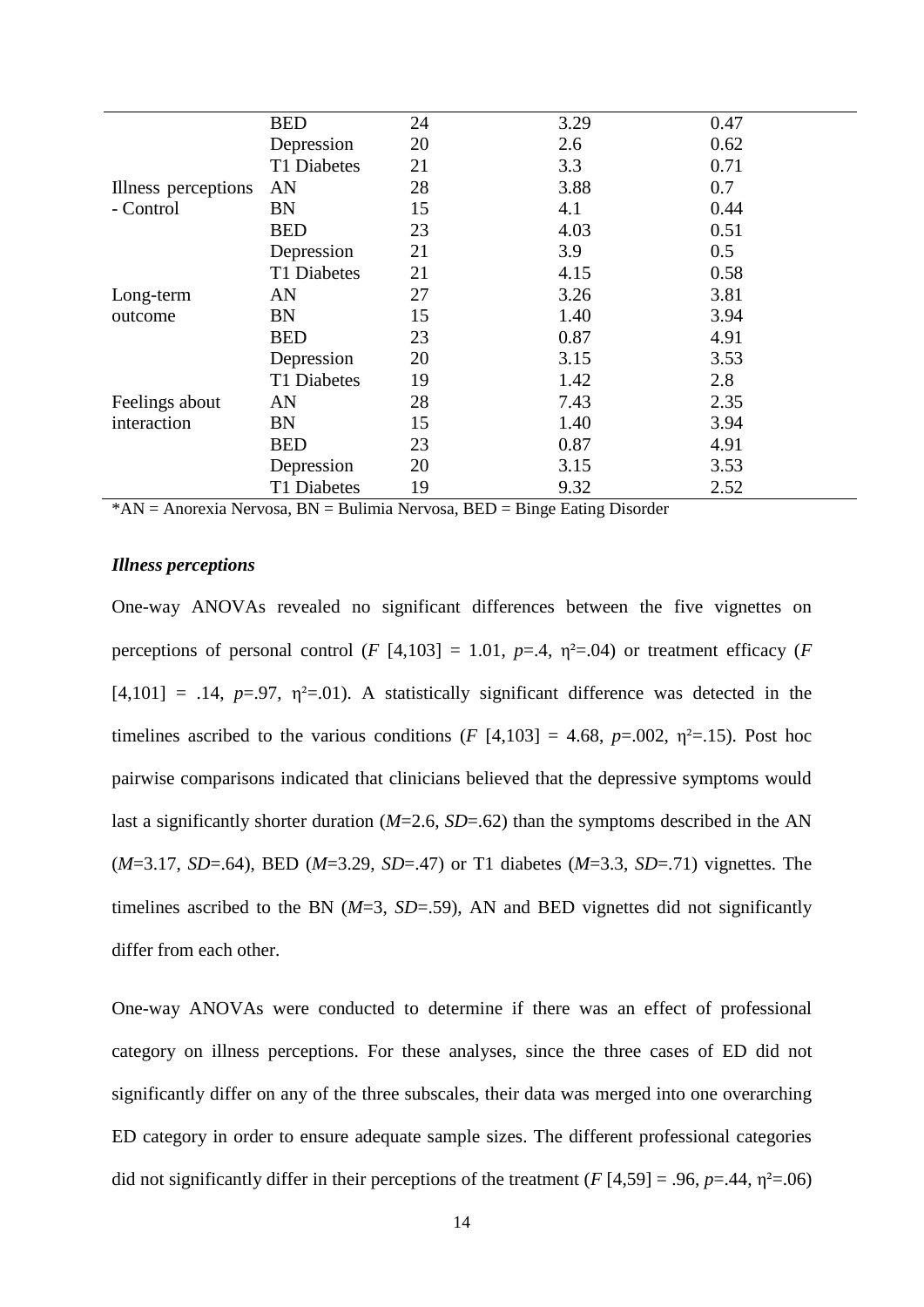| | | | | |
|---|---|---|---|---|
| | BED | 24 | 3.29 | 0.47 |
| | Depression | 20 | 2.6 | 0.62 |
| | T1 Diabetes | 21 | 3.3 | 0.71 |
| Illness perceptions - Control | AN | 28 | 3.88 | 0.7 |
| | BN | 15 | 4.1 | 0.44 |
| | BED | 23 | 4.03 | 0.51 |
| | Depression | 21 | 3.9 | 0.5 |
| | T1 Diabetes | 21 | 4.15 | 0.58 |
| Long-term outcome | AN | 27 | 3.26 | 3.81 |
| | BN | 15 | 1.40 | 3.94 |
| | BED | 23 | 0.87 | 4.91 |
| | Depression | 20 | 3.15 | 3.53 |
| | T1 Diabetes | 19 | 1.42 | 2.8 |
| Feelings about interaction | AN | 28 | 7.43 | 2.35 |
| | BN | 15 | 1.40 | 3.94 |
| | BED | 23 | 0.87 | 4.91 |
| | Depression | 20 | 3.15 | 3.53 |
| | T1 Diabetes | 19 | 9.32 | 2.52 |

*AN = Anorexia Nervosa, BN = Bulimia Nervosa, BED = Binge Eating Disorder

***Illness perceptions***

One-way ANOVAs revealed no significant differences between the five vignettes on perceptions of personal control ($F$ [4,103] = 1.01, $p$=.4, $\eta^2$=.04) or treatment efficacy ($F$ [4,101] = .14, $p$=.97, $\eta^2$=.01). A statistically significant difference was detected in the timelines ascribed to the various conditions ($F$ [4,103] = 4.68, $p$=.002, $\eta^2$=.15). Post hoc pairwise comparisons indicated that clinicians believed that the depressive symptoms would last a significantly shorter duration ($M$=2.6, $SD$=.62) than the symptoms described in the AN ($M$=3.17, $SD$=.64), BED ($M$=3.29, $SD$=.47) or T1 diabetes ($M$=3.3, $SD$=.71) vignettes. The timelines ascribed to the BN ($M$=3, $SD$=.59), AN and BED vignettes did not significantly differ from each other.

One-way ANOVAs were conducted to determine if there was an effect of professional category on illness perceptions. For these analyses, since the three cases of ED did not significantly differ on any of the three subscales, their data was merged into one overarching ED category in order to ensure adequate sample sizes. The different professional categories did not significantly differ in their perceptions of the treatment ($F$ [4,59] = .96, $p$=.44, $\eta^2$=.06)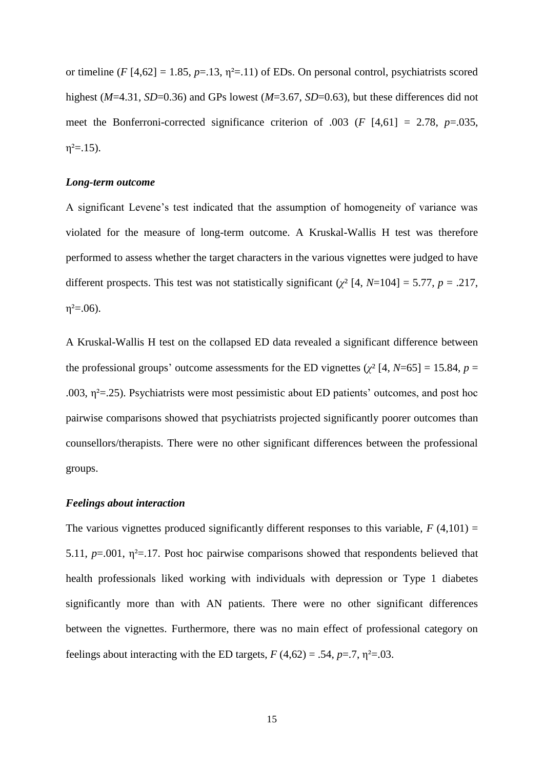or timeline ($F$ [4,62] = 1.85, $p$=.13, $\eta^2$=.11) of EDs. On personal control, psychiatrists scored highest ($M$=4.31, $SD$=0.36) and GPs lowest ($M$=3.67, $SD$=0.63), but these differences did not meet the Bonferroni-corrected significance criterion of .003 ($F$ [4,61] = 2.78, $p$=.035, $\eta^2$=.15).

### *Long-term outcome*

A significant Levene's test indicated that the assumption of homogeneity of variance was violated for the measure of long-term outcome. A Kruskal-Wallis H test was therefore performed to assess whether the target characters in the various vignettes were judged to have different prospects. This test was not statistically significant ($\chi^2$ [4, $N$=104] = 5.77, $p$ = .217, $\eta^2$=.06).

A Kruskal-Wallis H test on the collapsed ED data revealed a significant difference between the professional groups' outcome assessments for the ED vignettes ($\chi^2$ [4, $N$=65] = 15.84, $p$ = .003, $\eta^2$=.25). Psychiatrists were most pessimistic about ED patients' outcomes, and post hoc pairwise comparisons showed that psychiatrists projected significantly poorer outcomes than counsellors/therapists. There were no other significant differences between the professional groups.

### *Feelings about interaction*

The various vignettes produced significantly different responses to this variable, $F$ (4,101) = 5.11, $p$=.001, $\eta^2$=.17. Post hoc pairwise comparisons showed that respondents believed that health professionals liked working with individuals with depression or Type 1 diabetes significantly more than with AN patients. There were no other significant differences between the vignettes. Furthermore, there was no main effect of professional category on feelings about interacting with the ED targets, $F$ (4,62) = .54, $p$=.7, $\eta^2$=.03.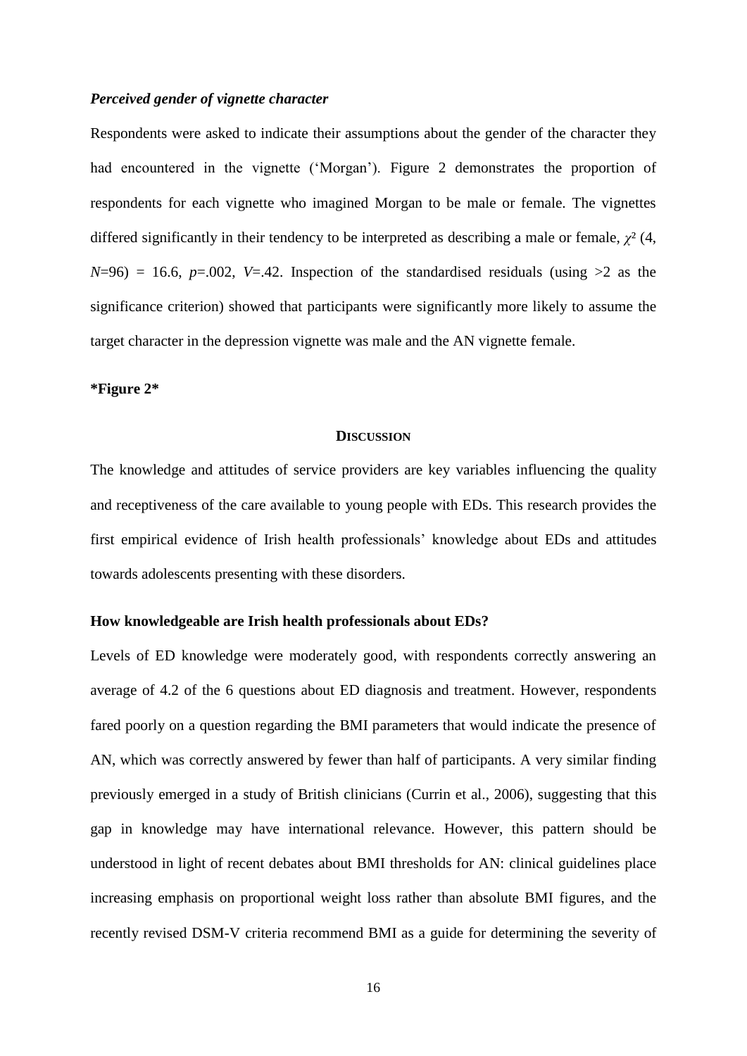***Perceived gender of vignette character***

Respondents were asked to indicate their assumptions about the gender of the character they had encountered in the vignette ('Morgan'). Figure 2 demonstrates the proportion of respondents for each vignette who imagined Morgan to be male or female. The vignettes differed significantly in their tendency to be interpreted as describing a male or female, $\chi^2$ (4, $N$=96) = 16.6, $p$=.002, $V$=.42. Inspection of the standardised residuals (using >2 as the significance criterion) showed that participants were significantly more likely to assume the target character in the depression vignette was male and the AN vignette female.

**\*Figure 2\***

## DISCUSSION

The knowledge and attitudes of service providers are key variables influencing the quality and receptiveness of the care available to young people with EDs. This research provides the first empirical evidence of Irish health professionals' knowledge about EDs and attitudes towards adolescents presenting with these disorders.

### How knowledgeable are Irish health professionals about EDs?

Levels of ED knowledge were moderately good, with respondents correctly answering an average of 4.2 of the 6 questions about ED diagnosis and treatment. However, respondents fared poorly on a question regarding the BMI parameters that would indicate the presence of AN, which was correctly answered by fewer than half of participants. A very similar finding previously emerged in a study of British clinicians (Currin et al., 2006), suggesting that this gap in knowledge may have international relevance. However, this pattern should be understood in light of recent debates about BMI thresholds for AN: clinical guidelines place increasing emphasis on proportional weight loss rather than absolute BMI figures, and the recently revised DSM-V criteria recommend BMI as a guide for determining the severity of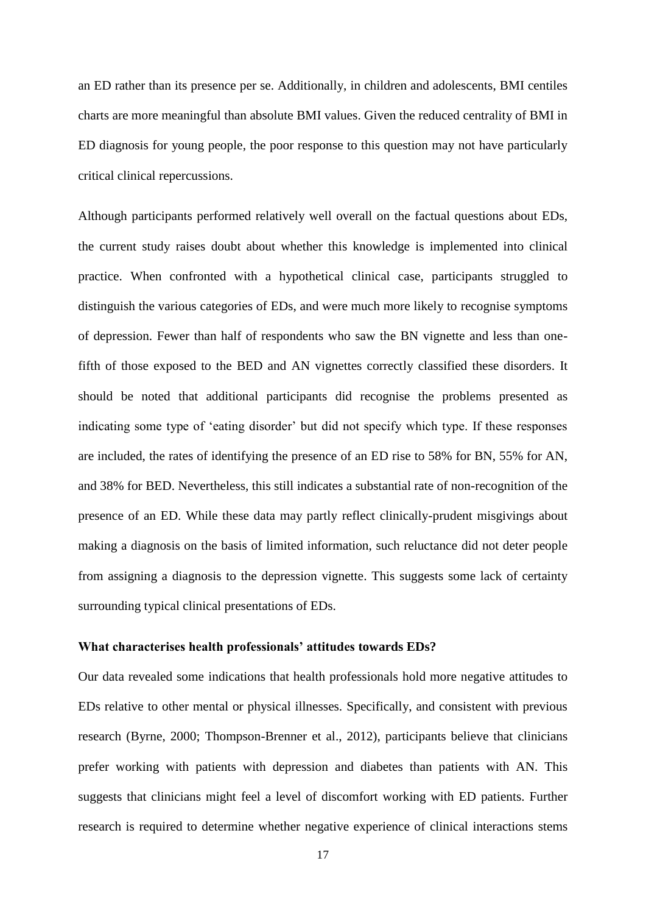an ED rather than its presence per se. Additionally, in children and adolescents, BMI centiles charts are more meaningful than absolute BMI values. Given the reduced centrality of BMI in ED diagnosis for young people, the poor response to this question may not have particularly critical clinical repercussions.

Although participants performed relatively well overall on the factual questions about EDs, the current study raises doubt about whether this knowledge is implemented into clinical practice. When confronted with a hypothetical clinical case, participants struggled to distinguish the various categories of EDs, and were much more likely to recognise symptoms of depression. Fewer than half of respondents who saw the BN vignette and less than one-fifth of those exposed to the BED and AN vignettes correctly classified these disorders. It should be noted that additional participants did recognise the problems presented as indicating some type of 'eating disorder' but did not specify which type. If these responses are included, the rates of identifying the presence of an ED rise to 58% for BN, 55% for AN, and 38% for BED. Nevertheless, this still indicates a substantial rate of non-recognition of the presence of an ED. While these data may partly reflect clinically-prudent misgivings about making a diagnosis on the basis of limited information, such reluctance did not deter people from assigning a diagnosis to the depression vignette. This suggests some lack of certainty surrounding typical clinical presentations of EDs.

**What characterises health professionals' attitudes towards EDs?**

Our data revealed some indications that health professionals hold more negative attitudes to EDs relative to other mental or physical illnesses. Specifically, and consistent with previous research (Byrne, 2000; Thompson-Brenner et al., 2012), participants believe that clinicians prefer working with patients with depression and diabetes than patients with AN. This suggests that clinicians might feel a level of discomfort working with ED patients. Further research is required to determine whether negative experience of clinical interactions stems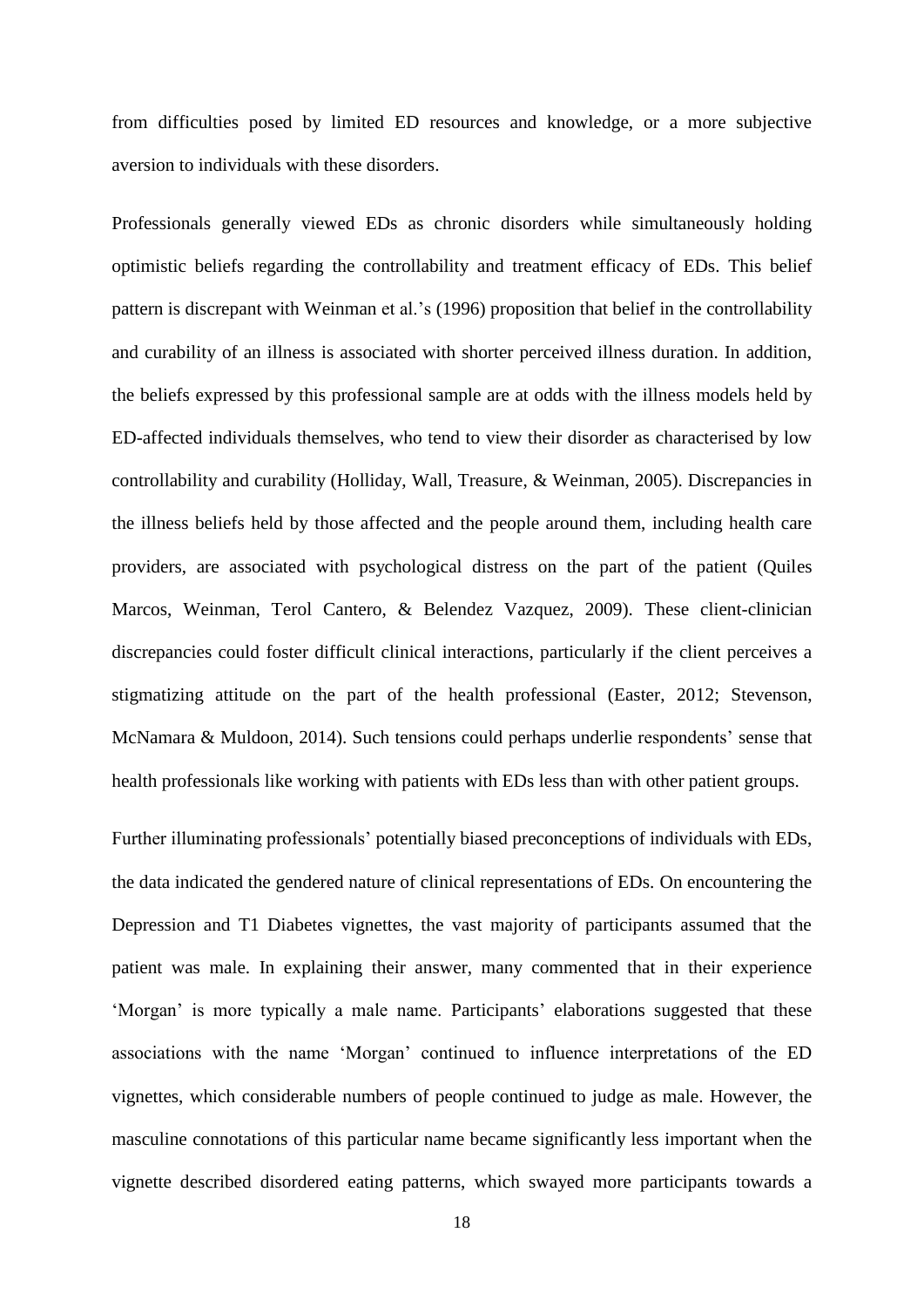from difficulties posed by limited ED resources and knowledge, or a more subjective aversion to individuals with these disorders.

Professionals generally viewed EDs as chronic disorders while simultaneously holding optimistic beliefs regarding the controllability and treatment efficacy of EDs. This belief pattern is discrepant with Weinman et al.'s (1996) proposition that belief in the controllability and curability of an illness is associated with shorter perceived illness duration. In addition, the beliefs expressed by this professional sample are at odds with the illness models held by ED-affected individuals themselves, who tend to view their disorder as characterised by low controllability and curability (Holliday, Wall, Treasure, & Weinman, 2005). Discrepancies in the illness beliefs held by those affected and the people around them, including health care providers, are associated with psychological distress on the part of the patient (Quiles Marcos, Weinman, Terol Cantero, & Belendez Vazquez, 2009). These client-clinician discrepancies could foster difficult clinical interactions, particularly if the client perceives a stigmatizing attitude on the part of the health professional (Easter, 2012; Stevenson, McNamara & Muldoon, 2014). Such tensions could perhaps underlie respondents' sense that health professionals like working with patients with EDs less than with other patient groups.

Further illuminating professionals' potentially biased preconceptions of individuals with EDs, the data indicated the gendered nature of clinical representations of EDs. On encountering the Depression and T1 Diabetes vignettes, the vast majority of participants assumed that the patient was male. In explaining their answer, many commented that in their experience 'Morgan' is more typically a male name. Participants' elaborations suggested that these associations with the name 'Morgan' continued to influence interpretations of the ED vignettes, which considerable numbers of people continued to judge as male. However, the masculine connotations of this particular name became significantly less important when the vignette described disordered eating patterns, which swayed more participants towards a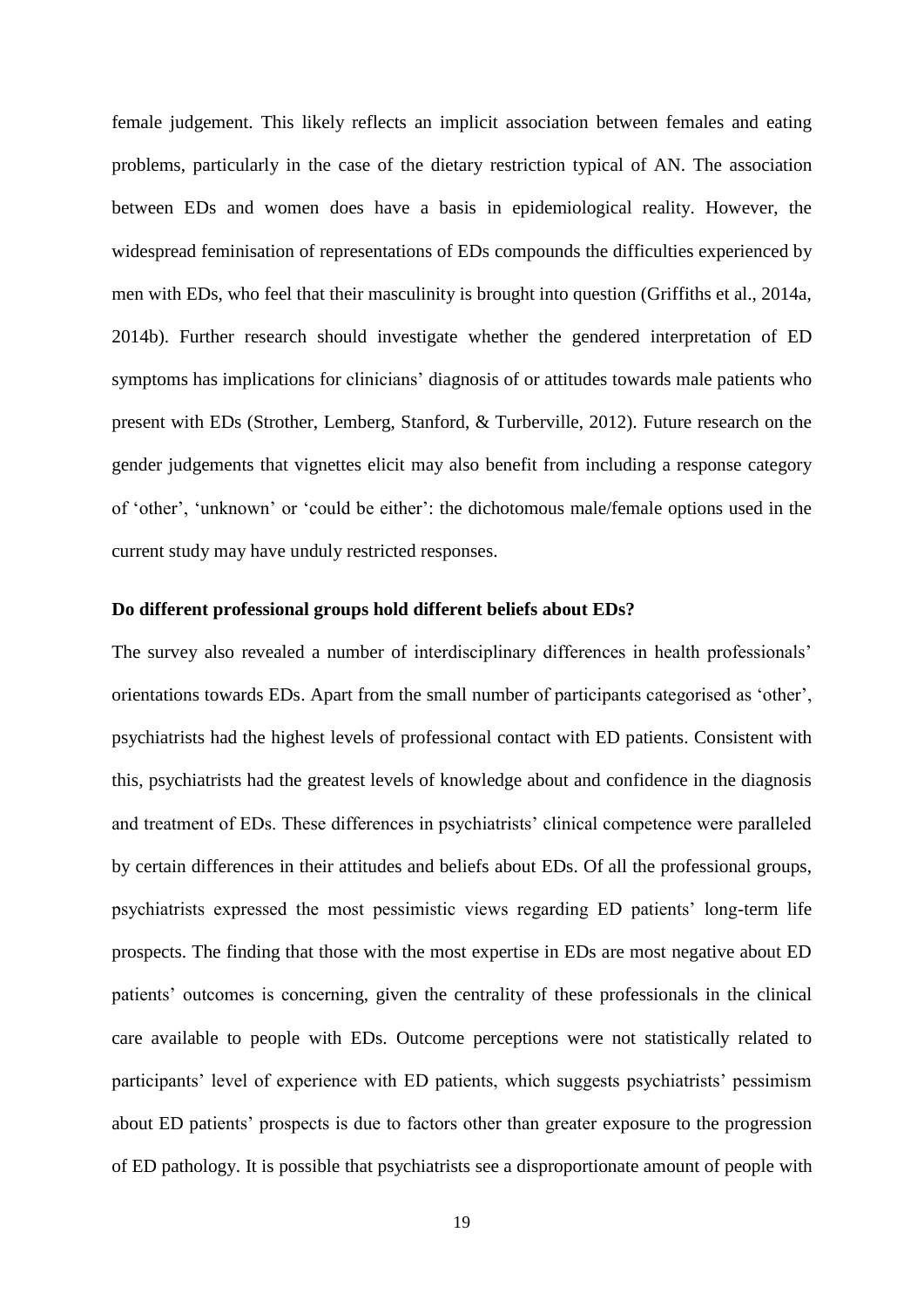female judgement. This likely reflects an implicit association between females and eating problems, particularly in the case of the dietary restriction typical of AN. The association between EDs and women does have a basis in epidemiological reality. However, the widespread feminisation of representations of EDs compounds the difficulties experienced by men with EDs, who feel that their masculinity is brought into question (Griffiths et al., 2014a, 2014b). Further research should investigate whether the gendered interpretation of ED symptoms has implications for clinicians' diagnosis of or attitudes towards male patients who present with EDs (Strother, Lemberg, Stanford, & Turberville, 2012). Future research on the gender judgements that vignettes elicit may also benefit from including a response category of 'other', 'unknown' or 'could be either': the dichotomous male/female options used in the current study may have unduly restricted responses.

**Do different professional groups hold different beliefs about EDs?**

The survey also revealed a number of interdisciplinary differences in health professionals' orientations towards EDs. Apart from the small number of participants categorised as 'other', psychiatrists had the highest levels of professional contact with ED patients. Consistent with this, psychiatrists had the greatest levels of knowledge about and confidence in the diagnosis and treatment of EDs. These differences in psychiatrists' clinical competence were paralleled by certain differences in their attitudes and beliefs about EDs. Of all the professional groups, psychiatrists expressed the most pessimistic views regarding ED patients' long-term life prospects. The finding that those with the most expertise in EDs are most negative about ED patients' outcomes is concerning, given the centrality of these professionals in the clinical care available to people with EDs. Outcome perceptions were not statistically related to participants' level of experience with ED patients, which suggests psychiatrists' pessimism about ED patients' prospects is due to factors other than greater exposure to the progression of ED pathology. It is possible that psychiatrists see a disproportionate amount of people with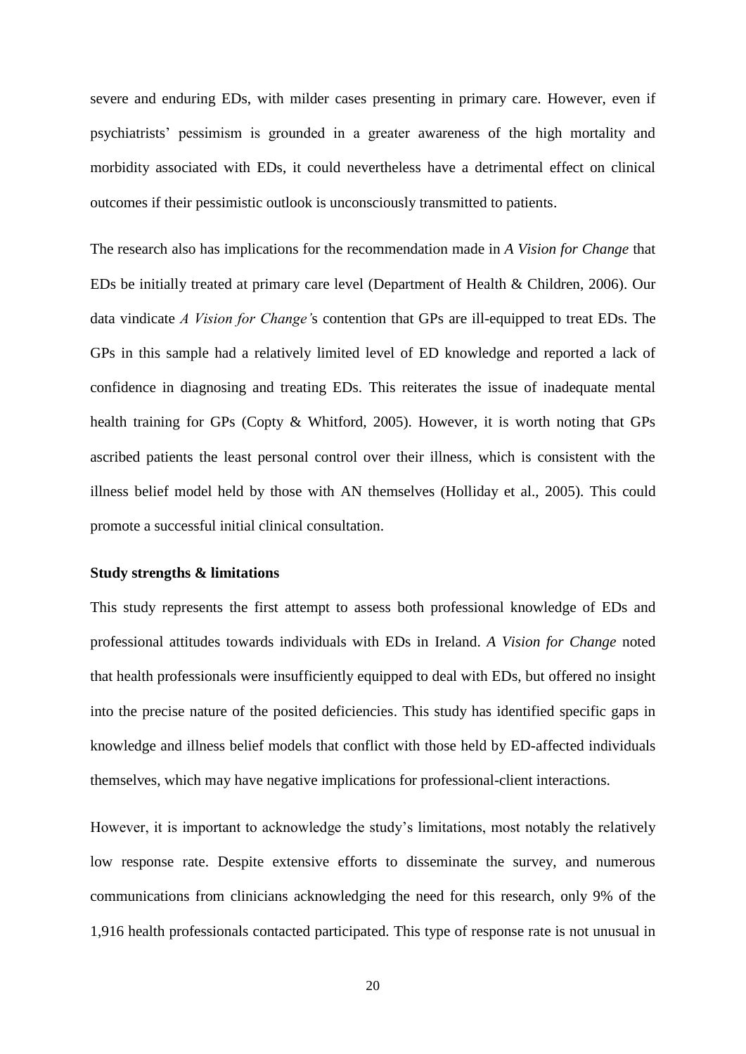severe and enduring EDs, with milder cases presenting in primary care. However, even if psychiatrists' pessimism is grounded in a greater awareness of the high mortality and morbidity associated with EDs, it could nevertheless have a detrimental effect on clinical outcomes if their pessimistic outlook is unconsciously transmitted to patients.

The research also has implications for the recommendation made in *A Vision for Change* that EDs be initially treated at primary care level (Department of Health & Children, 2006). Our data vindicate *A Vision for Change'*s contention that GPs are ill-equipped to treat EDs. The GPs in this sample had a relatively limited level of ED knowledge and reported a lack of confidence in diagnosing and treating EDs. This reiterates the issue of inadequate mental health training for GPs (Copty & Whitford, 2005). However, it is worth noting that GPs ascribed patients the least personal control over their illness, which is consistent with the illness belief model held by those with AN themselves (Holliday et al., 2005). This could promote a successful initial clinical consultation.

**Study strengths & limitations**

This study represents the first attempt to assess both professional knowledge of EDs and professional attitudes towards individuals with EDs in Ireland. *A Vision for Change* noted that health professionals were insufficiently equipped to deal with EDs, but offered no insight into the precise nature of the posited deficiencies. This study has identified specific gaps in knowledge and illness belief models that conflict with those held by ED-affected individuals themselves, which may have negative implications for professional-client interactions.

However, it is important to acknowledge the study's limitations, most notably the relatively low response rate. Despite extensive efforts to disseminate the survey, and numerous communications from clinicians acknowledging the need for this research, only 9% of the 1,916 health professionals contacted participated. This type of response rate is not unusual in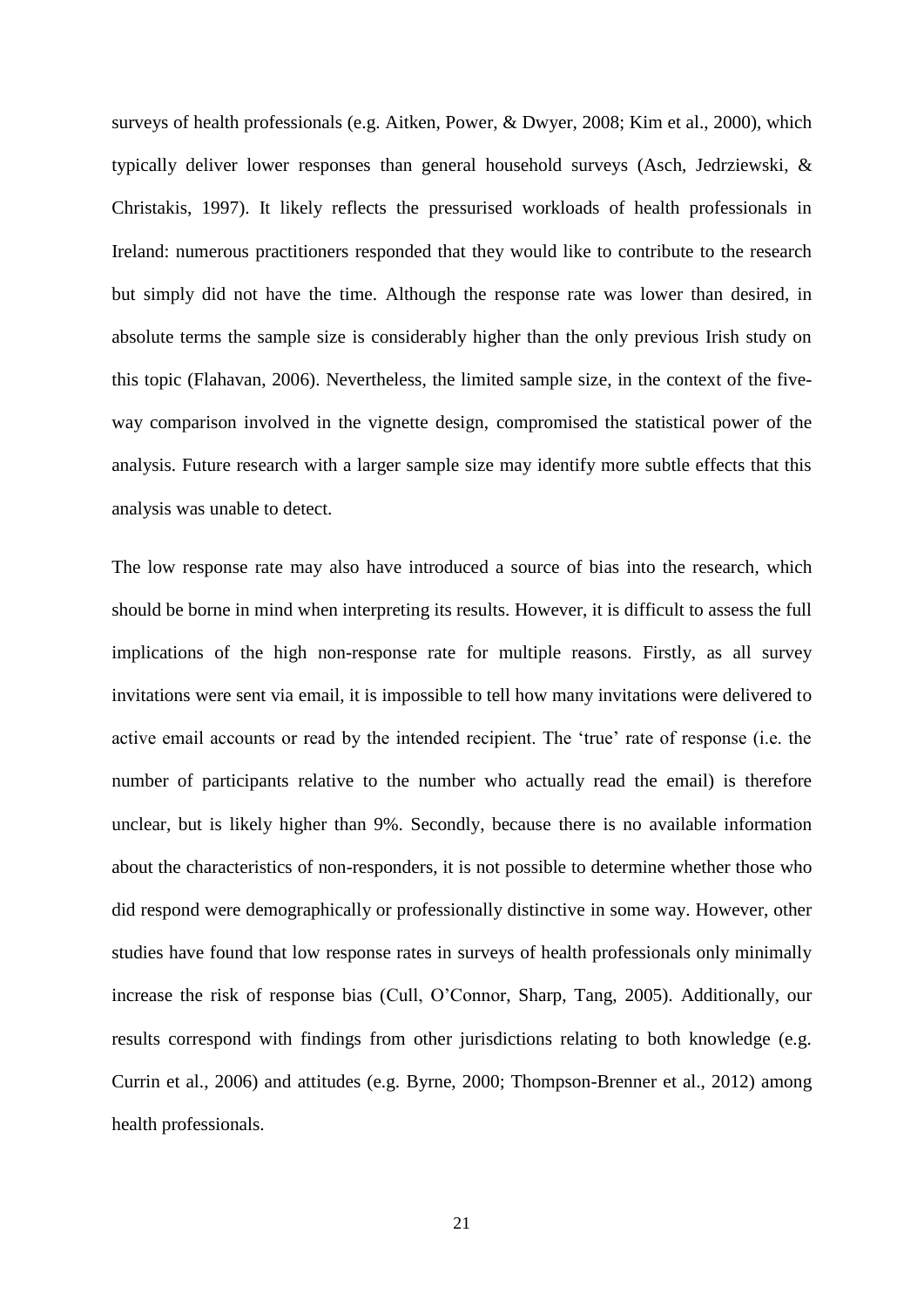surveys of health professionals (e.g. Aitken, Power, & Dwyer, 2008; Kim et al., 2000), which typically deliver lower responses than general household surveys (Asch, Jedrziewski, & Christakis, 1997). It likely reflects the pressurised workloads of health professionals in Ireland: numerous practitioners responded that they would like to contribute to the research but simply did not have the time. Although the response rate was lower than desired, in absolute terms the sample size is considerably higher than the only previous Irish study on this topic (Flahavan, 2006). Nevertheless, the limited sample size, in the context of the five-way comparison involved in the vignette design, compromised the statistical power of the analysis. Future research with a larger sample size may identify more subtle effects that this analysis was unable to detect.

The low response rate may also have introduced a source of bias into the research, which should be borne in mind when interpreting its results. However, it is difficult to assess the full implications of the high non-response rate for multiple reasons. Firstly, as all survey invitations were sent via email, it is impossible to tell how many invitations were delivered to active email accounts or read by the intended recipient. The 'true' rate of response (i.e. the number of participants relative to the number who actually read the email) is therefore unclear, but is likely higher than 9%. Secondly, because there is no available information about the characteristics of non-responders, it is not possible to determine whether those who did respond were demographically or professionally distinctive in some way. However, other studies have found that low response rates in surveys of health professionals only minimally increase the risk of response bias (Cull, O'Connor, Sharp, Tang, 2005). Additionally, our results correspond with findings from other jurisdictions relating to both knowledge (e.g. Currin et al., 2006) and attitudes (e.g. Byrne, 2000; Thompson-Brenner et al., 2012) among health professionals.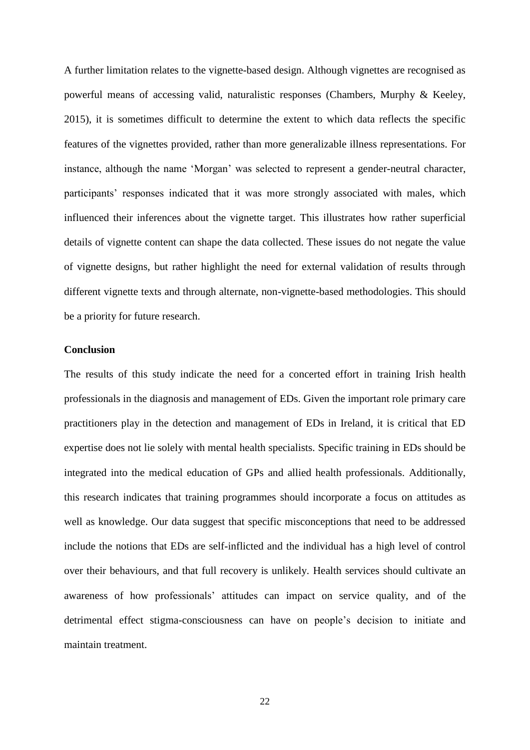A further limitation relates to the vignette-based design. Although vignettes are recognised as powerful means of accessing valid, naturalistic responses (Chambers, Murphy & Keeley, 2015), it is sometimes difficult to determine the extent to which data reflects the specific features of the vignettes provided, rather than more generalizable illness representations. For instance, although the name 'Morgan' was selected to represent a gender-neutral character, participants' responses indicated that it was more strongly associated with males, which influenced their inferences about the vignette target. This illustrates how rather superficial details of vignette content can shape the data collected. These issues do not negate the value of vignette designs, but rather highlight the need for external validation of results through different vignette texts and through alternate, non-vignette-based methodologies. This should be a priority for future research.

**Conclusion**

The results of this study indicate the need for a concerted effort in training Irish health professionals in the diagnosis and management of EDs. Given the important role primary care practitioners play in the detection and management of EDs in Ireland, it is critical that ED expertise does not lie solely with mental health specialists. Specific training in EDs should be integrated into the medical education of GPs and allied health professionals. Additionally, this research indicates that training programmes should incorporate a focus on attitudes as well as knowledge. Our data suggest that specific misconceptions that need to be addressed include the notions that EDs are self-inflicted and the individual has a high level of control over their behaviours, and that full recovery is unlikely. Health services should cultivate an awareness of how professionals' attitudes can impact on service quality, and of the detrimental effect stigma-consciousness can have on people's decision to initiate and maintain treatment.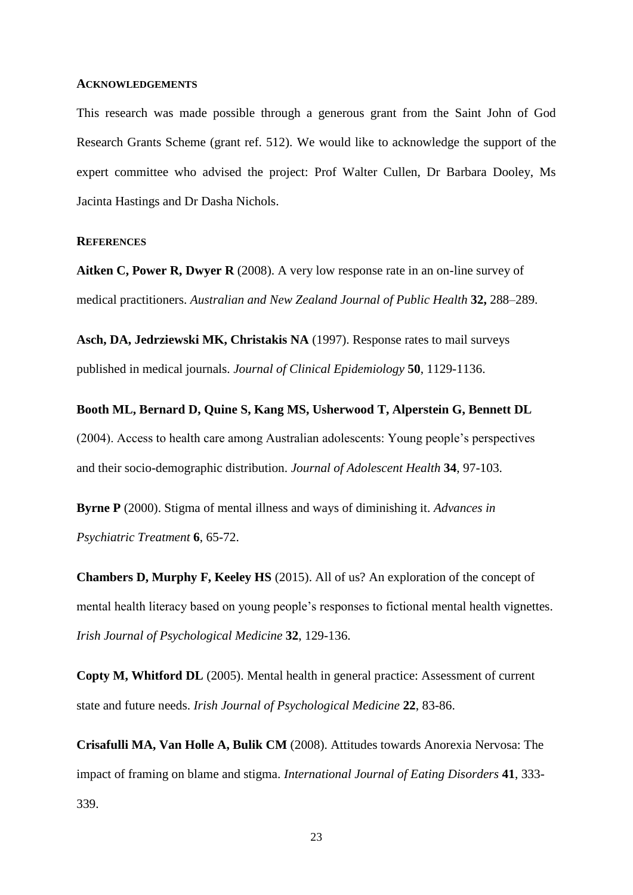### ACKNOWLEDGEMENTS

This research was made possible through a generous grant from the Saint John of God Research Grants Scheme (grant ref. 512). We would like to acknowledge the support of the expert committee who advised the project: Prof Walter Cullen, Dr Barbara Dooley, Ms Jacinta Hastings and Dr Dasha Nichols.

### REFERENCES

**Aitken C, Power R, Dwyer R** (2008). A very low response rate in an on-line survey of medical practitioners. *Australian and New Zealand Journal of Public Health* **32,** 288–289.

**Asch, DA, Jedrziewski MK, Christakis NA** (1997). Response rates to mail surveys published in medical journals. *Journal of Clinical Epidemiology* **50**, 1129-1136.

**Booth ML, Bernard D, Quine S, Kang MS, Usherwood T, Alperstein G, Bennett DL** (2004). Access to health care among Australian adolescents: Young people's perspectives and their socio-demographic distribution. *Journal of Adolescent Health* **34**, 97-103.

**Byrne P** (2000). Stigma of mental illness and ways of diminishing it. *Advances in Psychiatric Treatment* **6**, 65-72.

**Chambers D, Murphy F, Keeley HS** (2015). All of us? An exploration of the concept of mental health literacy based on young people's responses to fictional mental health vignettes. *Irish Journal of Psychological Medicine* **32**, 129-136.

**Copty M, Whitford DL** (2005). Mental health in general practice: Assessment of current state and future needs. *Irish Journal of Psychological Medicine* **22**, 83-86.

**Crisafulli MA, Van Holle A, Bulik CM** (2008). Attitudes towards Anorexia Nervosa: The impact of framing on blame and stigma. *International Journal of Eating Disorders* **41**, 333-339.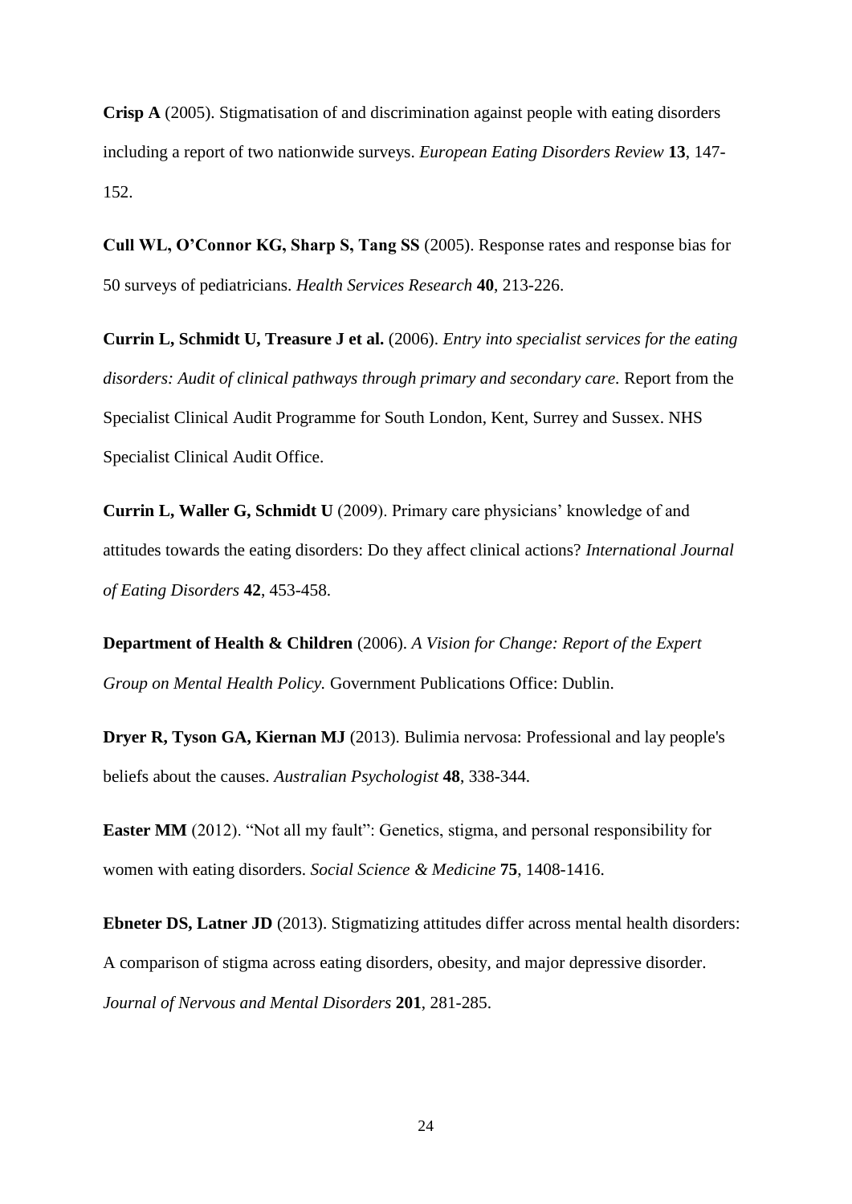**Crisp A** (2005). Stigmatisation of and discrimination against people with eating disorders including a report of two nationwide surveys. *European Eating Disorders Review* **13**, 147-152.

**Cull WL, O'Connor KG, Sharp S, Tang SS** (2005). Response rates and response bias for 50 surveys of pediatricians. *Health Services Research* **40**, 213-226.

**Currin L, Schmidt U, Treasure J et al.** (2006). *Entry into specialist services for the eating disorders: Audit of clinical pathways through primary and secondary care.* Report from the Specialist Clinical Audit Programme for South London, Kent, Surrey and Sussex. NHS Specialist Clinical Audit Office.

**Currin L, Waller G, Schmidt U** (2009). Primary care physicians' knowledge of and attitudes towards the eating disorders: Do they affect clinical actions? *International Journal of Eating Disorders* **42**, 453-458.

**Department of Health & Children** (2006). *A Vision for Change: Report of the Expert Group on Mental Health Policy.* Government Publications Office: Dublin.

**Dryer R, Tyson GA, Kiernan MJ** (2013). Bulimia nervosa: Professional and lay people's beliefs about the causes. *Australian Psychologist* **48**, 338-344.

**Easter MM** (2012). "Not all my fault": Genetics, stigma, and personal responsibility for women with eating disorders. *Social Science & Medicine* **75**, 1408-1416.

**Ebneter DS, Latner JD** (2013). Stigmatizing attitudes differ across mental health disorders: A comparison of stigma across eating disorders, obesity, and major depressive disorder. *Journal of Nervous and Mental Disorders* **201**, 281-285.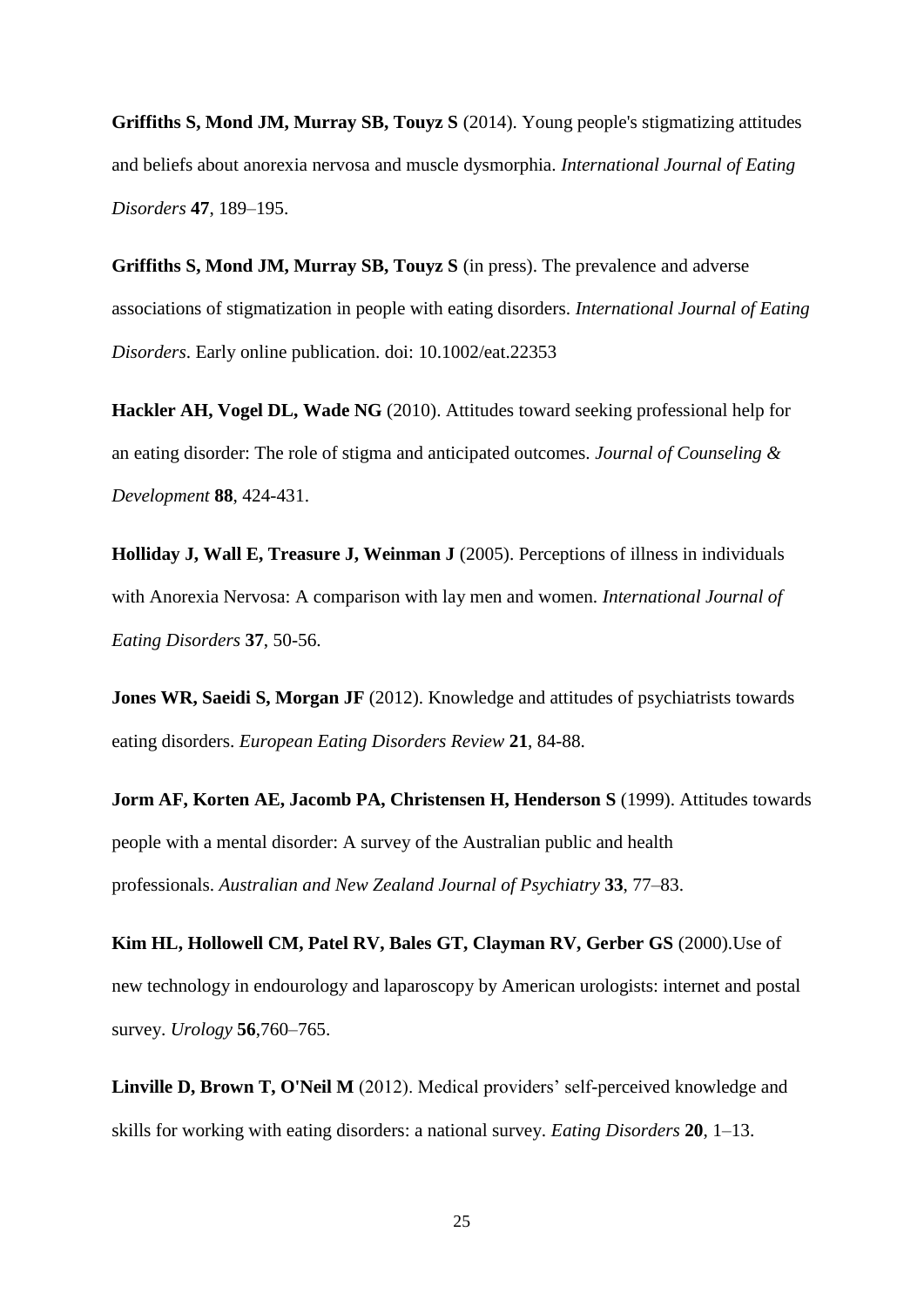**Griffiths S, Mond JM, Murray SB, Touyz S** (2014). Young people's stigmatizing attitudes and beliefs about anorexia nervosa and muscle dysmorphia. *International Journal of Eating Disorders* **47**, 189–195.

**Griffiths S, Mond JM, Murray SB, Touyz S** (in press). The prevalence and adverse associations of stigmatization in people with eating disorders. *International Journal of Eating Disorders*. Early online publication. doi: 10.1002/eat.22353

**Hackler AH, Vogel DL, Wade NG** (2010). Attitudes toward seeking professional help for an eating disorder: The role of stigma and anticipated outcomes. *Journal of Counseling & Development* **88**, 424-431.

**Holliday J, Wall E, Treasure J, Weinman J** (2005). Perceptions of illness in individuals with Anorexia Nervosa: A comparison with lay men and women. *International Journal of Eating Disorders* **37**, 50-56.

**Jones WR, Saeidi S, Morgan JF** (2012). Knowledge and attitudes of psychiatrists towards eating disorders. *European Eating Disorders Review* **21**, 84-88.

**Jorm AF, Korten AE, Jacomb PA, Christensen H, Henderson S** (1999). Attitudes towards people with a mental disorder: A survey of the Australian public and health professionals. *Australian and New Zealand Journal of Psychiatry* **33**, 77–83.

**Kim HL, Hollowell CM, Patel RV, Bales GT, Clayman RV, Gerber GS** (2000).Use of new technology in endourology and laparoscopy by American urologists: internet and postal survey. *Urology* **56**,760–765.

**Linville D, Brown T, O'Neil M** (2012). Medical providers' self-perceived knowledge and skills for working with eating disorders: a national survey. *Eating Disorders* **20**, 1–13.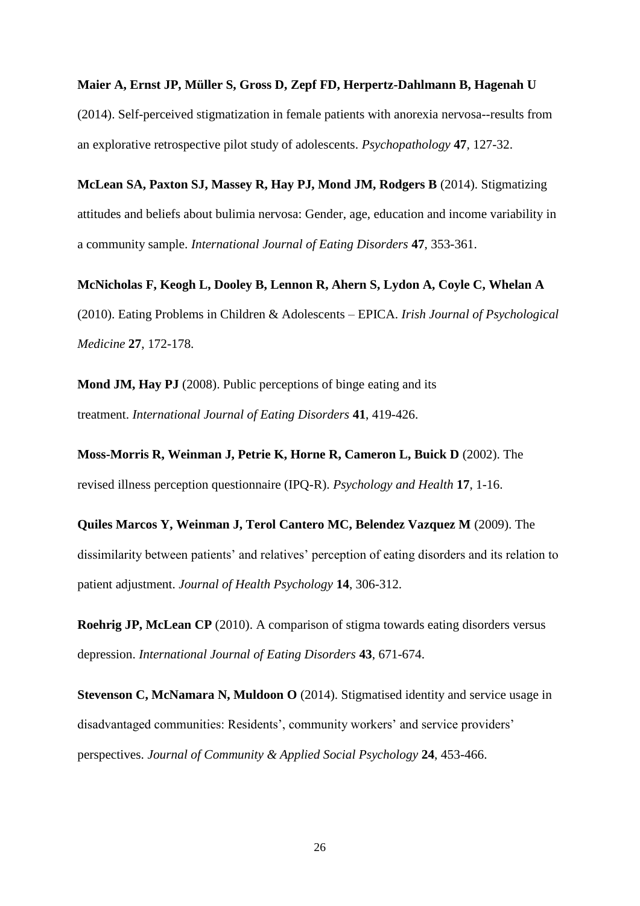**Maier A, Ernst JP, Müller S, Gross D, Zepf FD, Herpertz-Dahlmann B, Hagenah U** (2014). Self-perceived stigmatization in female patients with anorexia nervosa--results from an explorative retrospective pilot study of adolescents. *Psychopathology* **47**, 127-32.

**McLean SA, Paxton SJ, Massey R, Hay PJ, Mond JM, Rodgers B** (2014). Stigmatizing attitudes and beliefs about bulimia nervosa: Gender, age, education and income variability in a community sample. *International Journal of Eating Disorders* **47**, 353-361.

**McNicholas F, Keogh L, Dooley B, Lennon R, Ahern S, Lydon A, Coyle C, Whelan A** (2010). Eating Problems in Children & Adolescents – EPICA. *Irish Journal of Psychological Medicine* **27**, 172-178.

**Mond JM, Hay PJ** (2008). Public perceptions of binge eating and its treatment. *International Journal of Eating Disorders* **41**, 419-426.

**Moss-Morris R, Weinman J, Petrie K, Horne R, Cameron L, Buick D** (2002). The revised illness perception questionnaire (IPQ-R). *Psychology and Health* **17**, 1-16.

**Quiles Marcos Y, Weinman J, Terol Cantero MC, Belendez Vazquez M** (2009). The dissimilarity between patients' and relatives' perception of eating disorders and its relation to patient adjustment. *Journal of Health Psychology* **14**, 306-312.

**Roehrig JP, McLean CP** (2010). A comparison of stigma towards eating disorders versus depression. *International Journal of Eating Disorders* **43**, 671-674.

**Stevenson C, McNamara N, Muldoon O** (2014). Stigmatised identity and service usage in disadvantaged communities: Residents', community workers' and service providers' perspectives. *Journal of Community & Applied Social Psychology* **24**, 453-466.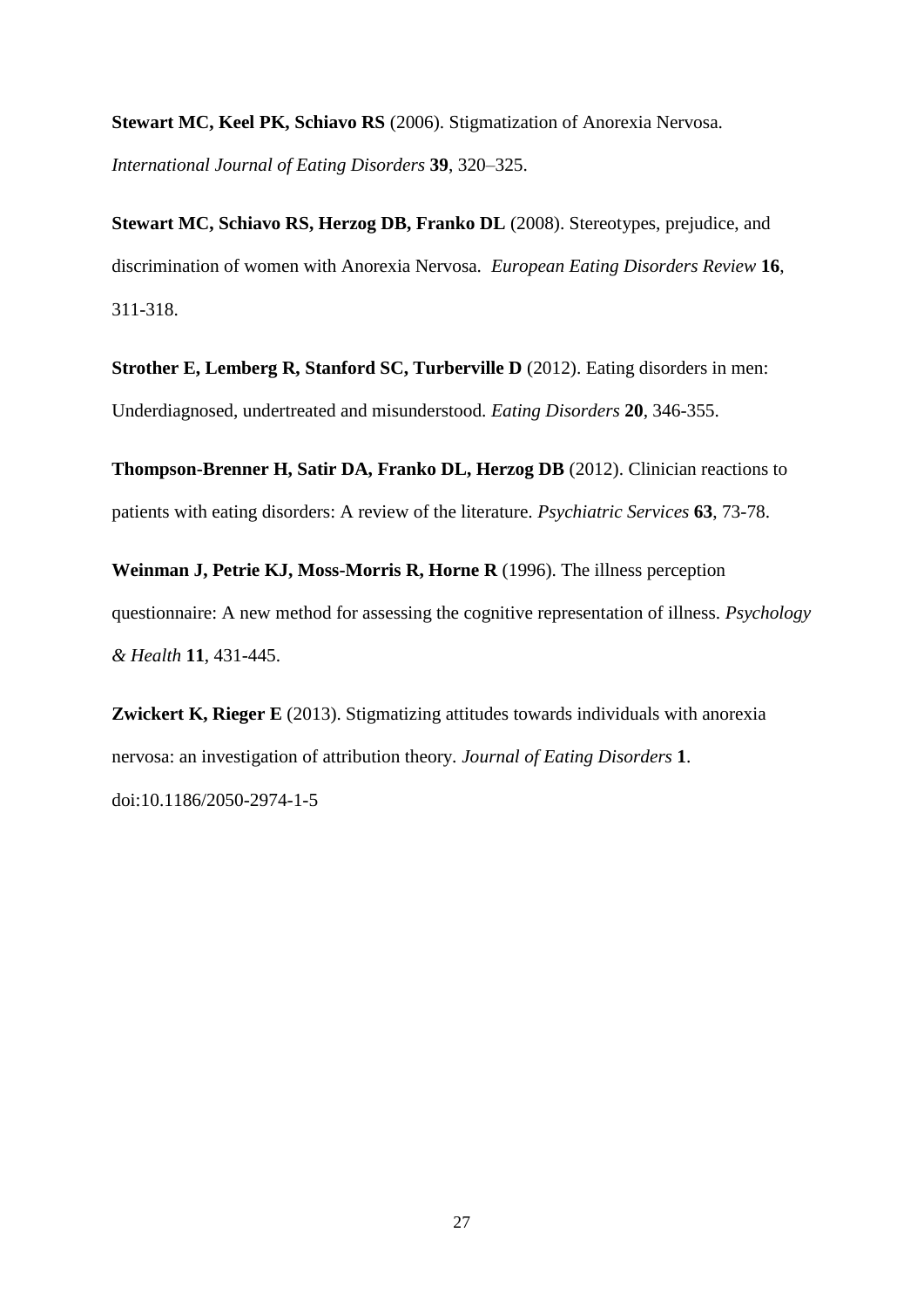**Stewart MC, Keel PK, Schiavo RS** (2006). Stigmatization of Anorexia Nervosa. *International Journal of Eating Disorders* **39**, 320–325.

**Stewart MC, Schiavo RS, Herzog DB, Franko DL** (2008). Stereotypes, prejudice, and discrimination of women with Anorexia Nervosa. *European Eating Disorders Review* **16**, 311-318.

**Strother E, Lemberg R, Stanford SC, Turberville D** (2012). Eating disorders in men: Underdiagnosed, undertreated and misunderstood. *Eating Disorders* **20**, 346-355.

**Thompson-Brenner H, Satir DA, Franko DL, Herzog DB** (2012). Clinician reactions to patients with eating disorders: A review of the literature. *Psychiatric Services* **63**, 73-78.

**Weinman J, Petrie KJ, Moss-Morris R, Horne R** (1996). The illness perception questionnaire: A new method for assessing the cognitive representation of illness. *Psychology & Health* **11**, 431-445.

**Zwickert K, Rieger E** (2013). Stigmatizing attitudes towards individuals with anorexia nervosa: an investigation of attribution theory. *Journal of Eating Disorders* **1**. doi:10.1186/2050-2974-1-5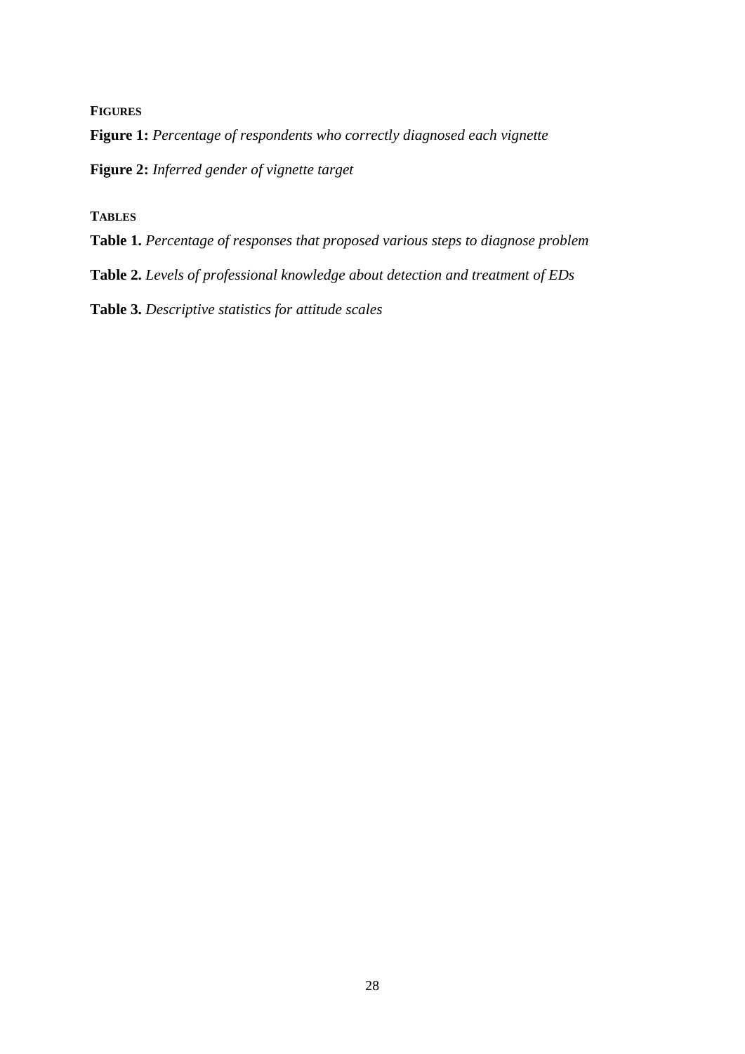## Figures

**Figure 1:** *Percentage of respondents who correctly diagnosed each vignette*

**Figure 2:** *Inferred gender of vignette target*

## Tables

**Table 1.** *Percentage of responses that proposed various steps to diagnose problem*

**Table 2.** *Levels of professional knowledge about detection and treatment of EDs*

**Table 3.** *Descriptive statistics for attitude scales*